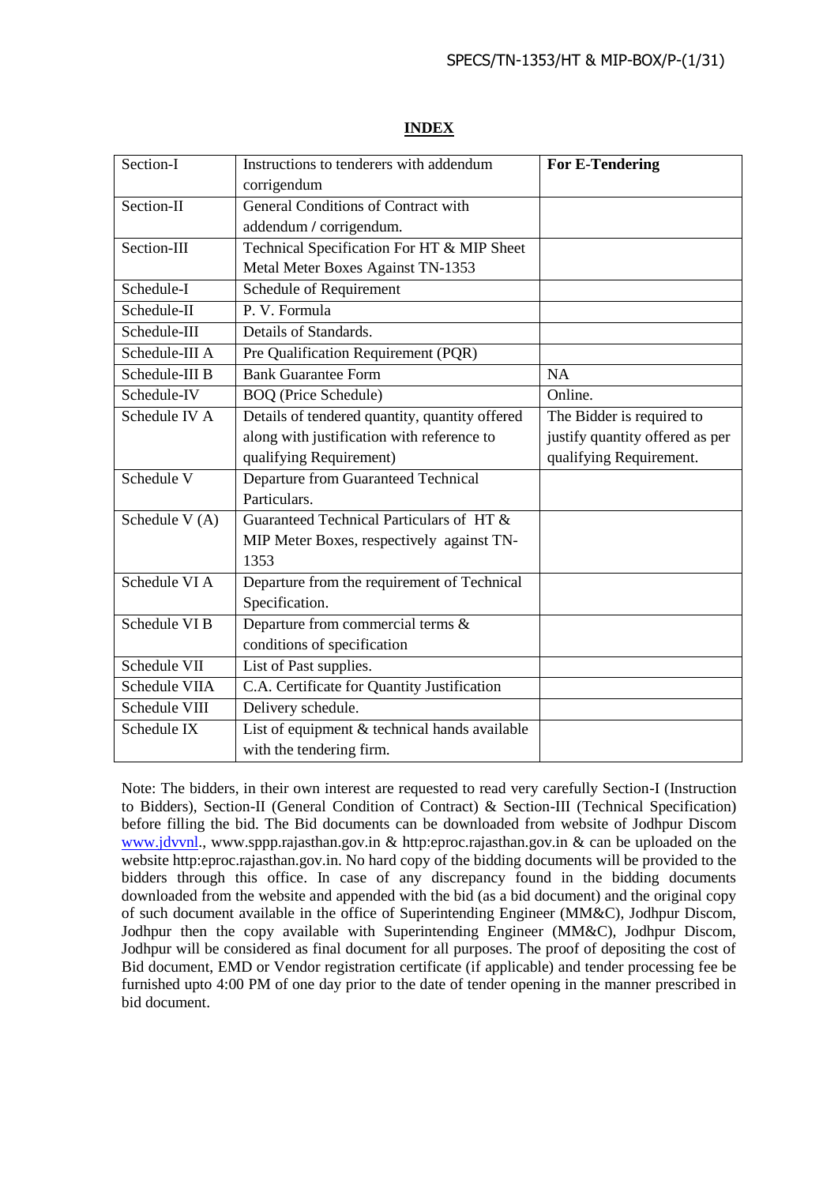# INDEX

| Section-I | Instructions to tenderers with addendum corrigendum | **For E-Tendering** |
|---|---|---|
| Section-II | General Conditions of Contract with addendum / corrigendum. | |
| Section-III | Technical Specification For HT & MIP Sheet Metal Meter Boxes Against TN-1353 | |
| Schedule-I | Schedule of Requirement | |
| Schedule-II | P. V. Formula | |
| Schedule-III | Details of Standards. | |
| Schedule-III A | Pre Qualification Requirement (PQR) | |
| Schedule-III B | Bank Guarantee Form | NA |
| Schedule-IV | BOQ (Price Schedule) | Online. |
| Schedule IV A | Details of tendered quantity, quantity offered along with justification with reference to qualifying Requirement) | The Bidder is required to justify quantity offered as per qualifying Requirement. |
| Schedule V | Departure from Guaranteed Technical Particulars. | |
| Schedule V (A) | Guaranteed Technical Particulars of HT & MIP Meter Boxes, respectively against TN-1353 | |
| Schedule VI A | Departure from the requirement of Technical Specification. | |
| Schedule VI B | Departure from commercial terms & conditions of specification | |
| Schedule VII | List of Past supplies. | |
| Schedule VIIA | C.A. Certificate for Quantity Justification | |
| Schedule VIII | Delivery schedule. | |
| Schedule IX | List of equipment & technical hands available with the tendering firm. | |

Note: The bidders, in their own interest are requested to read very carefully Section-I (Instruction to Bidders), Section-II (General Condition of Contract) & Section-III (Technical Specification) before filling the bid. The Bid documents can be downloaded from website of Jodhpur Discom www.jdvvnl., www.sppp.rajasthan.gov.in & http:eproc.rajasthan.gov.in & can be uploaded on the website http:eproc.rajasthan.gov.in. No hard copy of the bidding documents will be provided to the bidders through this office. In case of any discrepancy found in the bidding documents downloaded from the website and appended with the bid (as a bid document) and the original copy of such document available in the office of Superintending Engineer (MM&C), Jodhpur Discom, Jodhpur then the copy available with Superintending Engineer (MM&C), Jodhpur Discom, Jodhpur will be considered as final document for all purposes. The proof of depositing the cost of Bid document, EMD or Vendor registration certificate (if applicable) and tender processing fee be furnished upto 4:00 PM of one day prior to the date of tender opening in the manner prescribed in bid document.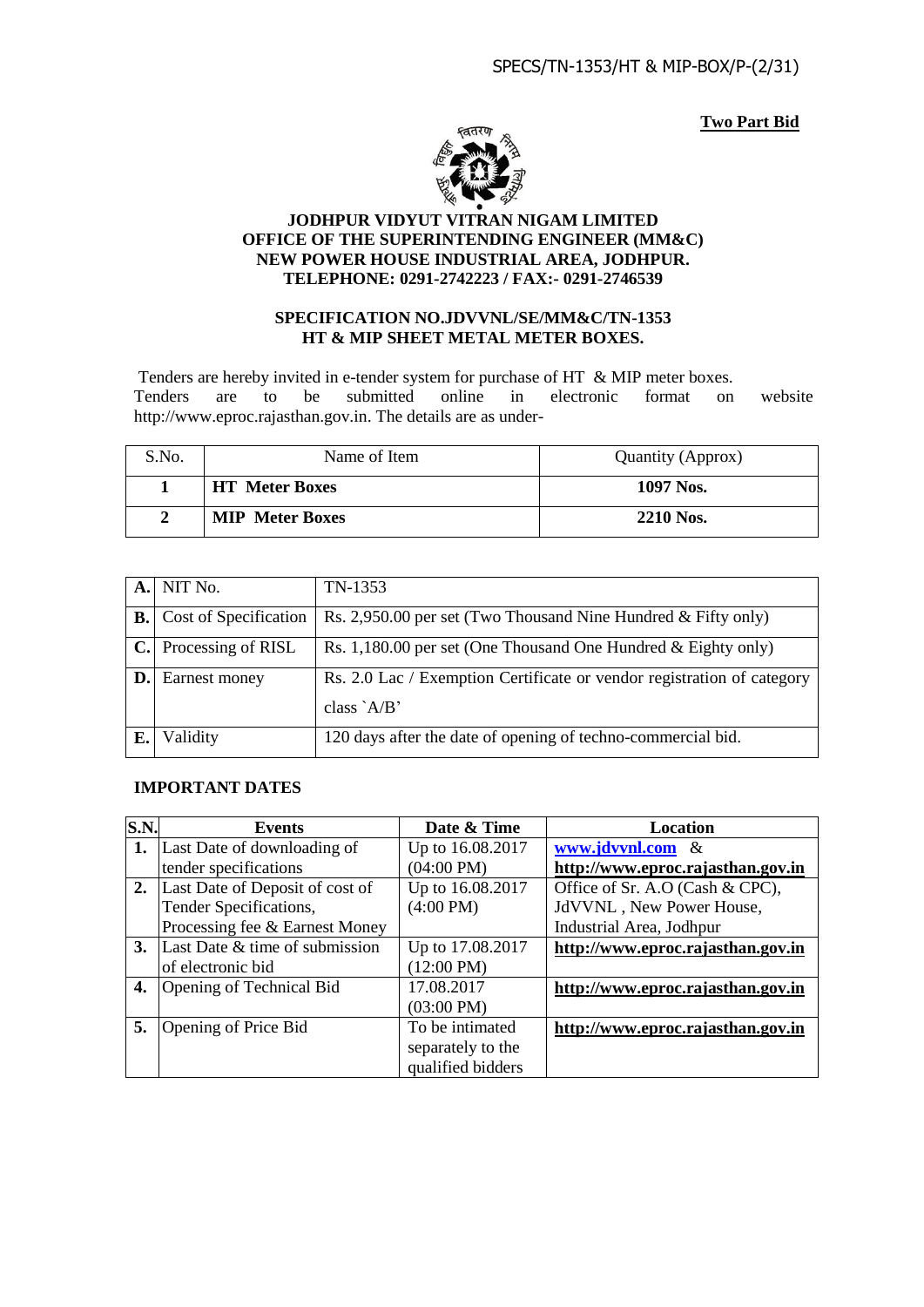**Two Part Bid**

# JODHPUR VIDYUT VITRAN NIGAM LIMITED
## OFFICE OF THE SUPERINTENDING ENGINEER (MM&C)
## NEW POWER HOUSE INDUSTRIAL AREA, JODHPUR.
## TELEPHONE: 0291-2742223 / FAX:- 0291-2746539

### SPECIFICATION NO.JDVVNL/SE/MM&C/TN-1353
### HT & MIP SHEET METAL METER BOXES.

Tenders are hereby invited in e-tender system for purchase of HT & MIP meter boxes. Tenders are to be submitted online in electronic format on website http://www.eproc.rajasthan.gov.in. The details are as under-

| S.No. | Name of Item | Quantity (Approx) |
|---|---|---|
| **1** | **HT Meter Boxes** | **1097 Nos.** |
| **2** | **MIP Meter Boxes** | **2210 Nos.** |

| | | |
|---|---|---|
| **A.** | NIT No. | TN-1353 |
| **B.** | Cost of Specification | Rs. 2,950.00 per set (Two Thousand Nine Hundred & Fifty only) |
| **C.** | Processing of RISL | Rs. 1,180.00 per set (One Thousand One Hundred & Eighty only) |
| **D.** | Earnest money | Rs. 2.0 Lac / Exemption Certificate or vendor registration of category class `A/B' |
| **E.** | Validity | 120 days after the date of opening of techno-commercial bid. |

**IMPORTANT DATES**

| S.N. | Events | Date & Time | Location |
|---|---|---|---|
| **1.** | Last Date of downloading of tender specifications | Up to 16.08.2017 (04:00 PM) | **www.jdvvnl.com** & **http://www.eproc.rajasthan.gov.in** |
| **2.** | Last Date of Deposit of cost of Tender Specifications, Processing fee & Earnest Money | Up to 16.08.2017 (4:00 PM) | Office of Sr. A.O (Cash & CPC), JdVVNL , New Power House, Industrial Area, Jodhpur |
| **3.** | Last Date & time of submission of electronic bid | Up to 17.08.2017 (12:00 PM) | **http://www.eproc.rajasthan.gov.in** |
| **4.** | Opening of Technical Bid | 17.08.2017 (03:00 PM) | **http://www.eproc.rajasthan.gov.in** |
| **5.** | Opening of Price Bid | To be intimated separately to the qualified bidders | **http://www.eproc.rajasthan.gov.in** |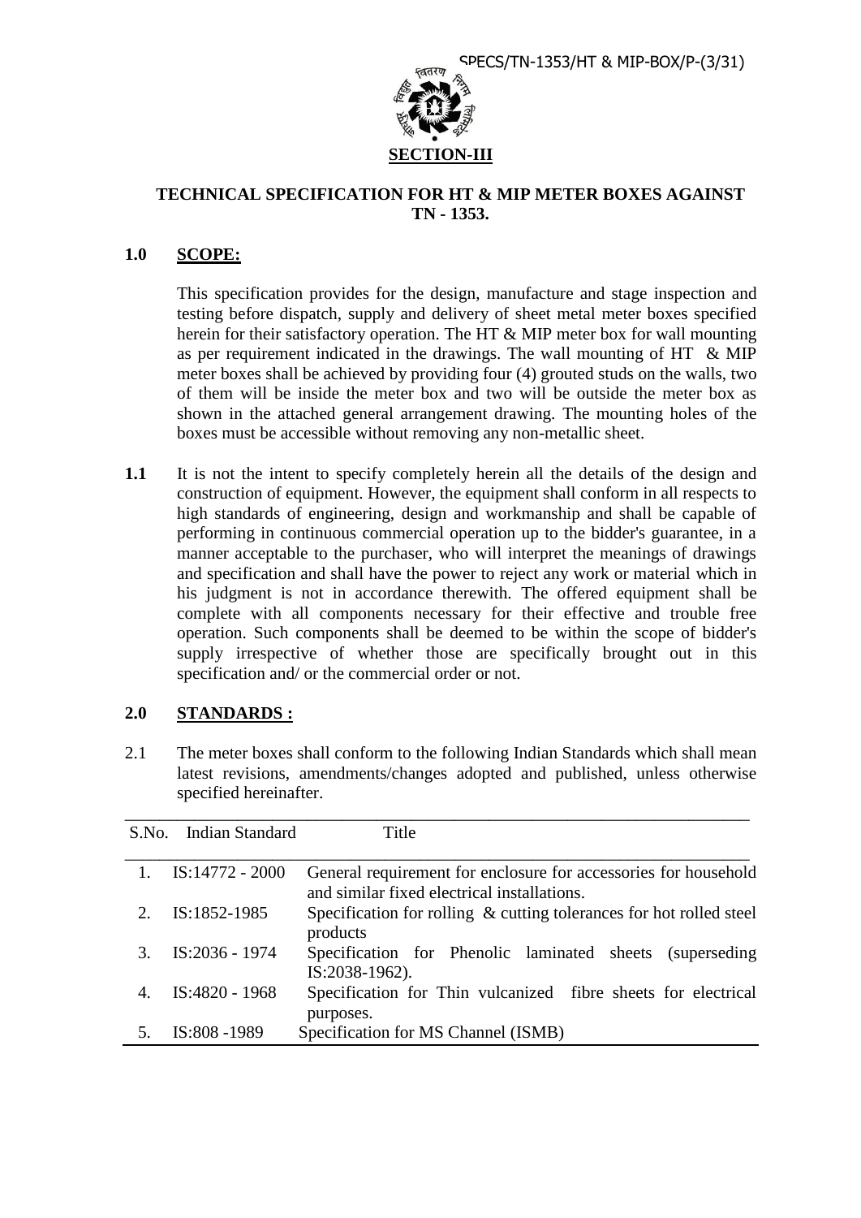## SECTION-III

### TECHNICAL SPECIFICATION FOR HT & MIP METER BOXES AGAINST TN - 1353.

**1.0 SCOPE:**

This specification provides for the design, manufacture and stage inspection and testing before dispatch, supply and delivery of sheet metal meter boxes specified herein for their satisfactory operation. The HT & MIP meter box for wall mounting as per requirement indicated in the drawings. The wall mounting of HT & MIP meter boxes shall be achieved by providing four (4) grouted studs on the walls, two of them will be inside the meter box and two will be outside the meter box as shown in the attached general arrangement drawing. The mounting holes of the boxes must be accessible without removing any non-metallic sheet.

**1.1** It is not the intent to specify completely herein all the details of the design and construction of equipment. However, the equipment shall conform in all respects to high standards of engineering, design and workmanship and shall be capable of performing in continuous commercial operation up to the bidder's guarantee, in a manner acceptable to the purchaser, who will interpret the meanings of drawings and specification and shall have the power to reject any work or material which in his judgment is not in accordance therewith. The offered equipment shall be complete with all components necessary for their effective and trouble free operation. Such components shall be deemed to be within the scope of bidder's supply irrespective of whether those are specifically brought out in this specification and/ or the commercial order or not.

**2.0 STANDARDS :**

2.1 The meter boxes shall conform to the following Indian Standards which shall mean latest revisions, amendments/changes adopted and published, unless otherwise specified hereinafter.

| S.No. | Indian Standard | Title |
|---|---|---|
| 1. | IS:14772 - 2000 | General requirement for enclosure for accessories for household and similar fixed electrical installations. |
| 2. | IS:1852-1985 | Specification for rolling & cutting tolerances for hot rolled steel products |
| 3. | IS:2036 - 1974 | Specification for Phenolic laminated sheets (superseding IS:2038-1962). |
| 4. | IS:4820 - 1968 | Specification for Thin vulcanized fibre sheets for electrical purposes. |
| 5. | IS:808 -1989 | Specification for MS Channel (ISMB) |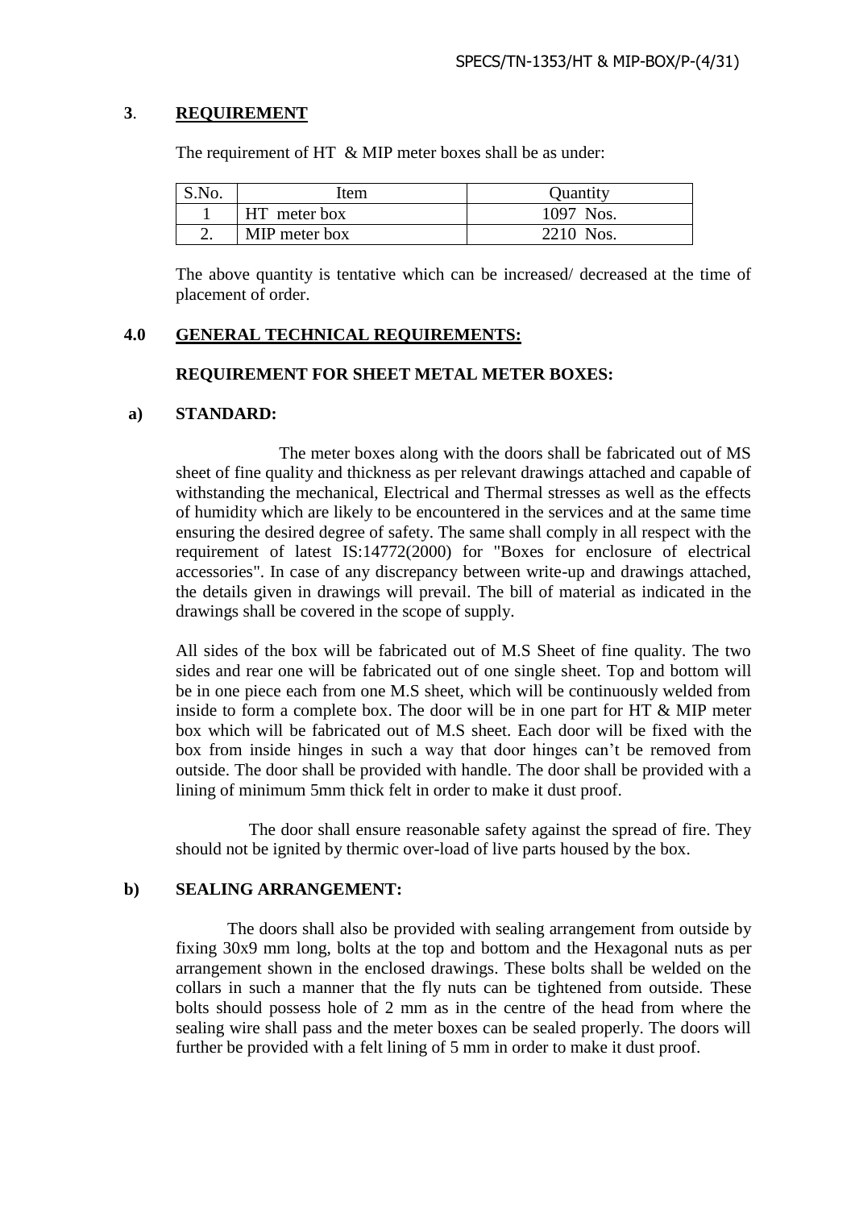## 3. REQUIREMENT

The requirement of HT & MIP meter boxes shall be as under:

| S.No. | Item | Quantity |
|---|---|---|
| 1 | HT meter box | 1097 Nos. |
| 2. | MIP meter box | 2210 Nos. |

The above quantity is tentative which can be increased/ decreased at the time of placement of order.

## 4.0 GENERAL TECHNICAL REQUIREMENTS:

### REQUIREMENT FOR SHEET METAL METER BOXES:

**a) STANDARD:**

The meter boxes along with the doors shall be fabricated out of MS sheet of fine quality and thickness as per relevant drawings attached and capable of withstanding the mechanical, Electrical and Thermal stresses as well as the effects of humidity which are likely to be encountered in the services and at the same time ensuring the desired degree of safety. The same shall comply in all respect with the requirement of latest IS:14772(2000) for "Boxes for enclosure of electrical accessories". In case of any discrepancy between write-up and drawings attached, the details given in drawings will prevail. The bill of material as indicated in the drawings shall be covered in the scope of supply.

All sides of the box will be fabricated out of M.S Sheet of fine quality. The two sides and rear one will be fabricated out of one single sheet. Top and bottom will be in one piece each from one M.S sheet, which will be continuously welded from inside to form a complete box. The door will be in one part for HT & MIP meter box which will be fabricated out of M.S sheet. Each door will be fixed with the box from inside hinges in such a way that door hinges can't be removed from outside. The door shall be provided with handle. The door shall be provided with a lining of minimum 5mm thick felt in order to make it dust proof.

The door shall ensure reasonable safety against the spread of fire. They should not be ignited by thermic over-load of live parts housed by the box.

**b) SEALING ARRANGEMENT:**

The doors shall also be provided with sealing arrangement from outside by fixing 30x9 mm long, bolts at the top and bottom and the Hexagonal nuts as per arrangement shown in the enclosed drawings. These bolts shall be welded on the collars in such a manner that the fly nuts can be tightened from outside. These bolts should possess hole of 2 mm as in the centre of the head from where the sealing wire shall pass and the meter boxes can be sealed properly. The doors will further be provided with a felt lining of 5 mm in order to make it dust proof.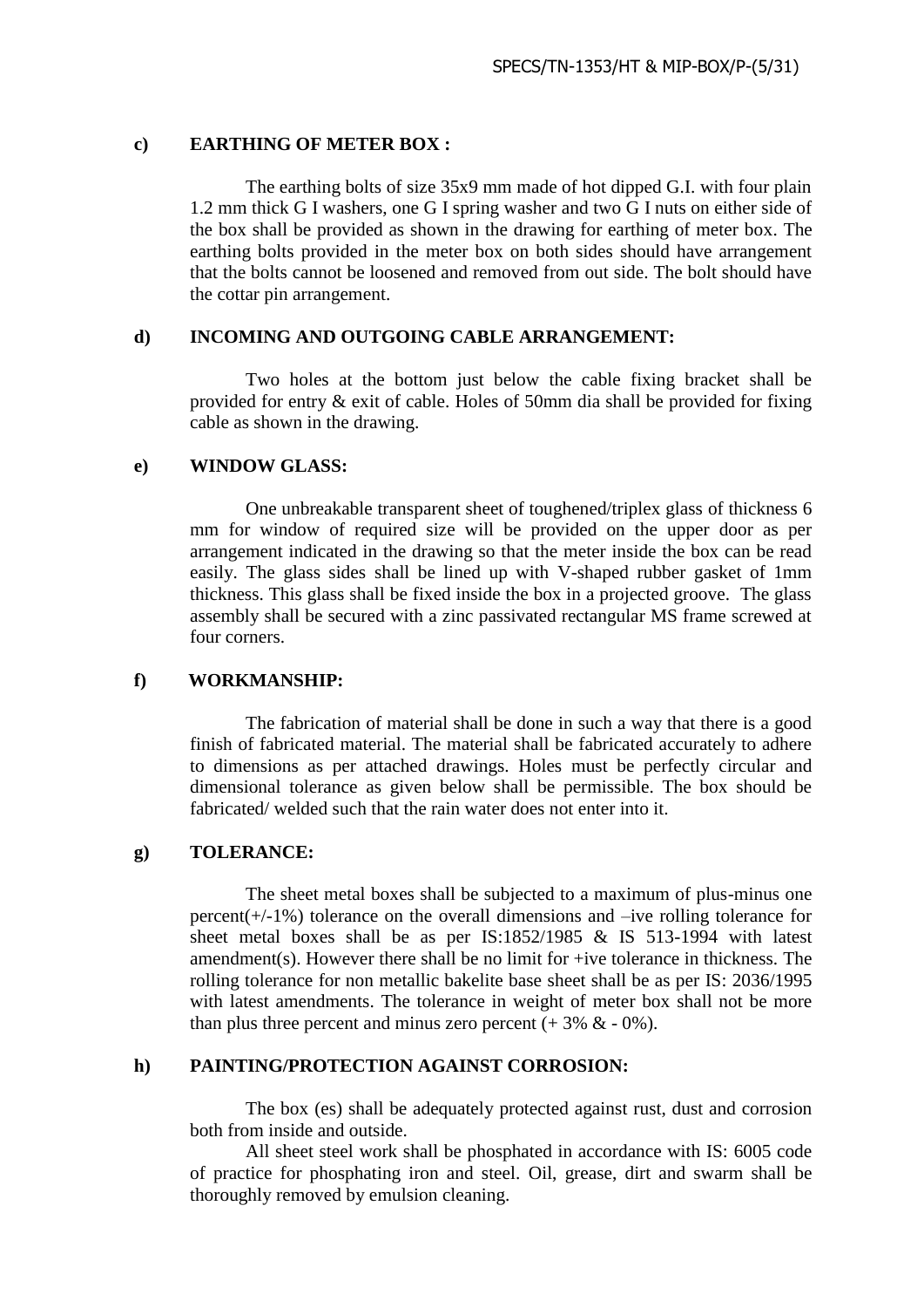### c) EARTHING OF METER BOX :

The earthing bolts of size 35x9 mm made of hot dipped G.I. with four plain 1.2 mm thick G I washers, one G I spring washer and two G I nuts on either side of the box shall be provided as shown in the drawing for earthing of meter box. The earthing bolts provided in the meter box on both sides should have arrangement that the bolts cannot be loosened and removed from out side. The bolt should have the cottar pin arrangement.

### d) INCOMING AND OUTGOING CABLE ARRANGEMENT:

Two holes at the bottom just below the cable fixing bracket shall be provided for entry & exit of cable. Holes of 50mm dia shall be provided for fixing cable as shown in the drawing.

### e) WINDOW GLASS:

One unbreakable transparent sheet of toughened/triplex glass of thickness 6 mm for window of required size will be provided on the upper door as per arrangement indicated in the drawing so that the meter inside the box can be read easily. The glass sides shall be lined up with V-shaped rubber gasket of 1mm thickness. This glass shall be fixed inside the box in a projected groove. The glass assembly shall be secured with a zinc passivated rectangular MS frame screwed at four corners.

### f) WORKMANSHIP:

The fabrication of material shall be done in such a way that there is a good finish of fabricated material. The material shall be fabricated accurately to adhere to dimensions as per attached drawings. Holes must be perfectly circular and dimensional tolerance as given below shall be permissible. The box should be fabricated/ welded such that the rain water does not enter into it.

### g) TOLERANCE:

The sheet metal boxes shall be subjected to a maximum of plus-minus one percent(+/-1%) tolerance on the overall dimensions and –ive rolling tolerance for sheet metal boxes shall be as per IS:1852/1985 & IS 513-1994 with latest amendment(s). However there shall be no limit for +ive tolerance in thickness. The rolling tolerance for non metallic bakelite base sheet shall be as per IS: 2036/1995 with latest amendments. The tolerance in weight of meter box shall not be more than plus three percent and minus zero percent (+ 3% & - 0%).

### h) PAINTING/PROTECTION AGAINST CORROSION:

The box (es) shall be adequately protected against rust, dust and corrosion both from inside and outside.

All sheet steel work shall be phosphated in accordance with IS: 6005 code of practice for phosphating iron and steel. Oil, grease, dirt and swarm shall be thoroughly removed by emulsion cleaning.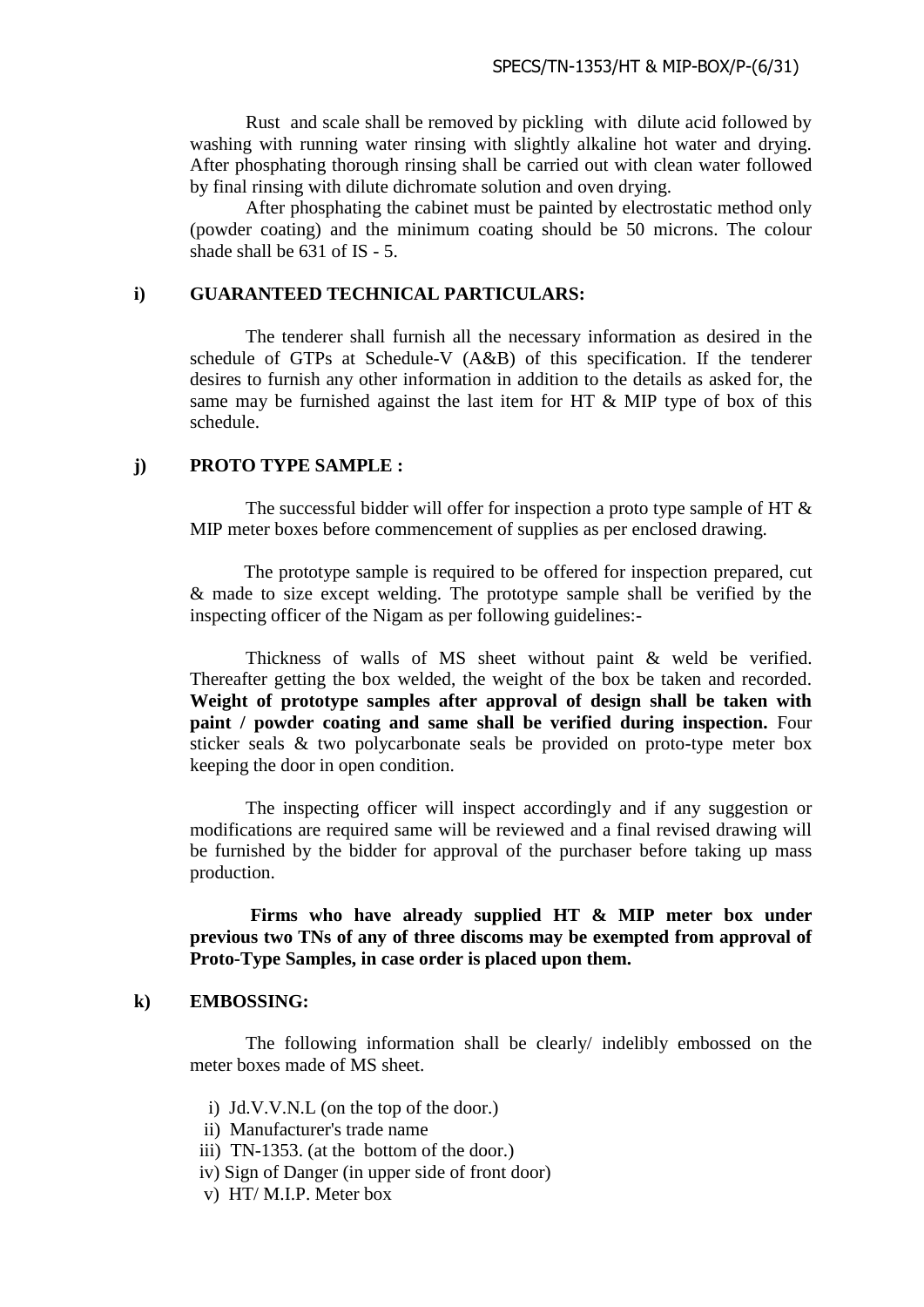Rust and scale shall be removed by pickling with dilute acid followed by washing with running water rinsing with slightly alkaline hot water and drying. After phosphating thorough rinsing shall be carried out with clean water followed by final rinsing with dilute dichromate solution and oven drying.

After phosphating the cabinet must be painted by electrostatic method only (powder coating) and the minimum coating should be 50 microns. The colour shade shall be 631 of IS - 5.

### i) GUARANTEED TECHNICAL PARTICULARS:

The tenderer shall furnish all the necessary information as desired in the schedule of GTPs at Schedule-V (A&B) of this specification. If the tenderer desires to furnish any other information in addition to the details as asked for, the same may be furnished against the last item for HT & MIP type of box of this schedule.

### j) PROTO TYPE SAMPLE :

The successful bidder will offer for inspection a proto type sample of HT & MIP meter boxes before commencement of supplies as per enclosed drawing.

The prototype sample is required to be offered for inspection prepared, cut & made to size except welding. The prototype sample shall be verified by the inspecting officer of the Nigam as per following guidelines:-

Thickness of walls of MS sheet without paint & weld be verified. Thereafter getting the box welded, the weight of the box be taken and recorded. **Weight of prototype samples after approval of design shall be taken with paint / powder coating and same shall be verified during inspection.** Four sticker seals & two polycarbonate seals be provided on proto-type meter box keeping the door in open condition.

The inspecting officer will inspect accordingly and if any suggestion or modifications are required same will be reviewed and a final revised drawing will be furnished by the bidder for approval of the purchaser before taking up mass production.

**Firms who have already supplied HT & MIP meter box under previous two TNs of any of three discoms may be exempted from approval of Proto-Type Samples, in case order is placed upon them.**

### k) EMBOSSING:

The following information shall be clearly/ indelibly embossed on the meter boxes made of MS sheet.

i) Jd.V.V.N.L (on the top of the door.)
ii) Manufacturer's trade name
iii) TN-1353. (at the bottom of the door.)
iv) Sign of Danger (in upper side of front door)
v) HT/ M.I.P. Meter box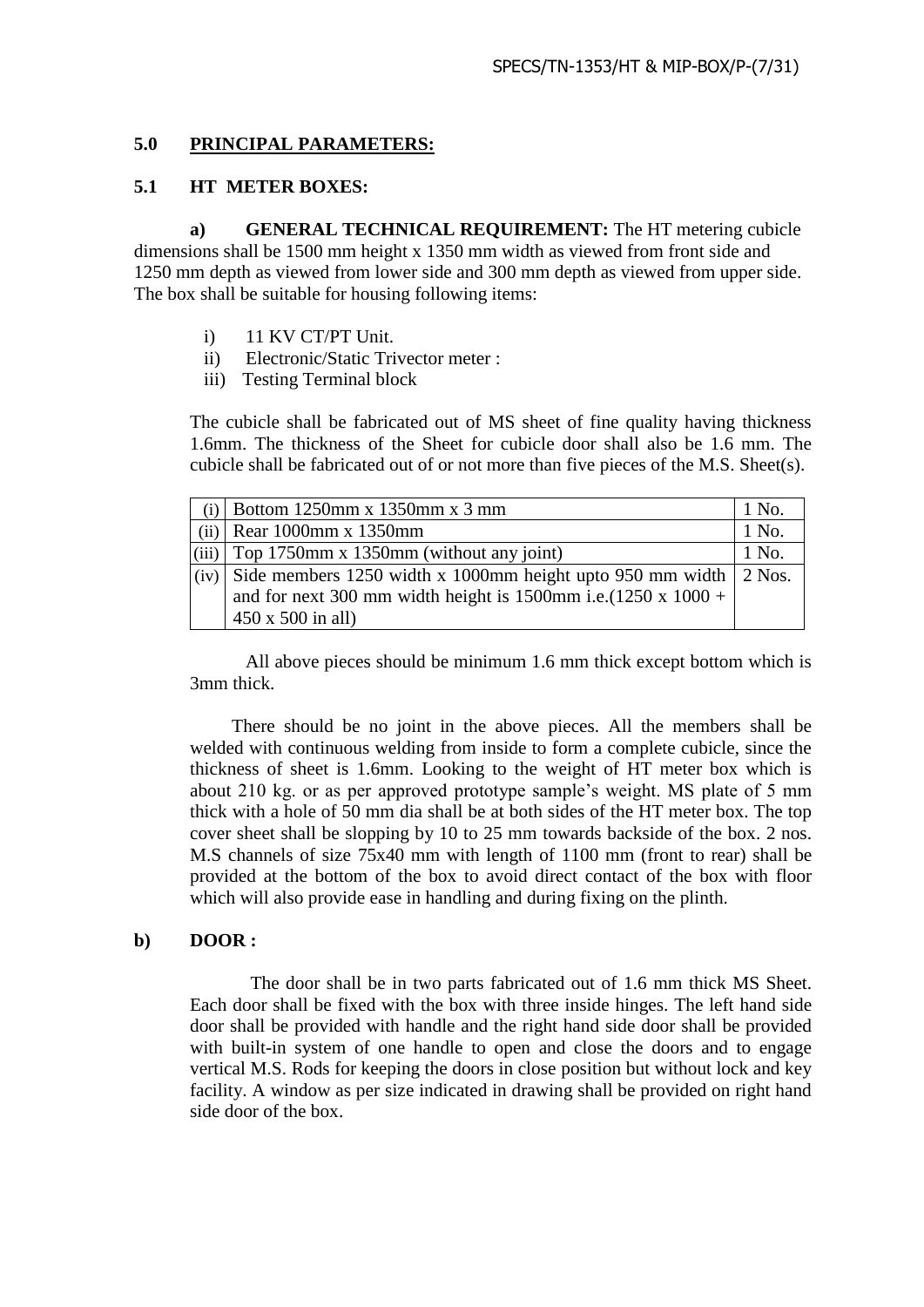## 5.0 PRINCIPAL PARAMETERS:

### 5.1 HT METER BOXES:

**a) GENERAL TECHNICAL REQUIREMENT:** The HT metering cubicle dimensions shall be 1500 mm height x 1350 mm width as viewed from front side and 1250 mm depth as viewed from lower side and 300 mm depth as viewed from upper side. The box shall be suitable for housing following items:

i) 11 KV CT/PT Unit.
ii) Electronic/Static Trivector meter :
iii) Testing Terminal block

The cubicle shall be fabricated out of MS sheet of fine quality having thickness 1.6mm. The thickness of the Sheet for cubicle door shall also be 1.6 mm. The cubicle shall be fabricated out of or not more than five pieces of the M.S. Sheet(s).

| | | |
|---|---|---|
| (i) | Bottom 1250mm x 1350mm x 3 mm | 1 No. |
| (ii) | Rear 1000mm x 1350mm | 1 No. |
| (iii) | Top 1750mm x 1350mm (without any joint) | 1 No. |
| (iv) | Side members 1250 width x 1000mm height upto 950 mm width and for next 300 mm width height is 1500mm i.e.(1250 x 1000 + 450 x 500 in all) | 2 Nos. |

All above pieces should be minimum 1.6 mm thick except bottom which is 3mm thick.

There should be no joint in the above pieces. All the members shall be welded with continuous welding from inside to form a complete cubicle, since the thickness of sheet is 1.6mm. Looking to the weight of HT meter box which is about 210 kg. or as per approved prototype sample's weight. MS plate of 5 mm thick with a hole of 50 mm dia shall be at both sides of the HT meter box. The top cover sheet shall be slopping by 10 to 25 mm towards backside of the box. 2 nos. M.S channels of size 75x40 mm with length of 1100 mm (front to rear) shall be provided at the bottom of the box to avoid direct contact of the box with floor which will also provide ease in handling and during fixing on the plinth.

**b) DOOR :**

The door shall be in two parts fabricated out of 1.6 mm thick MS Sheet. Each door shall be fixed with the box with three inside hinges. The left hand side door shall be provided with handle and the right hand side door shall be provided with built-in system of one handle to open and close the doors and to engage vertical M.S. Rods for keeping the doors in close position but without lock and key facility. A window as per size indicated in drawing shall be provided on right hand side door of the box.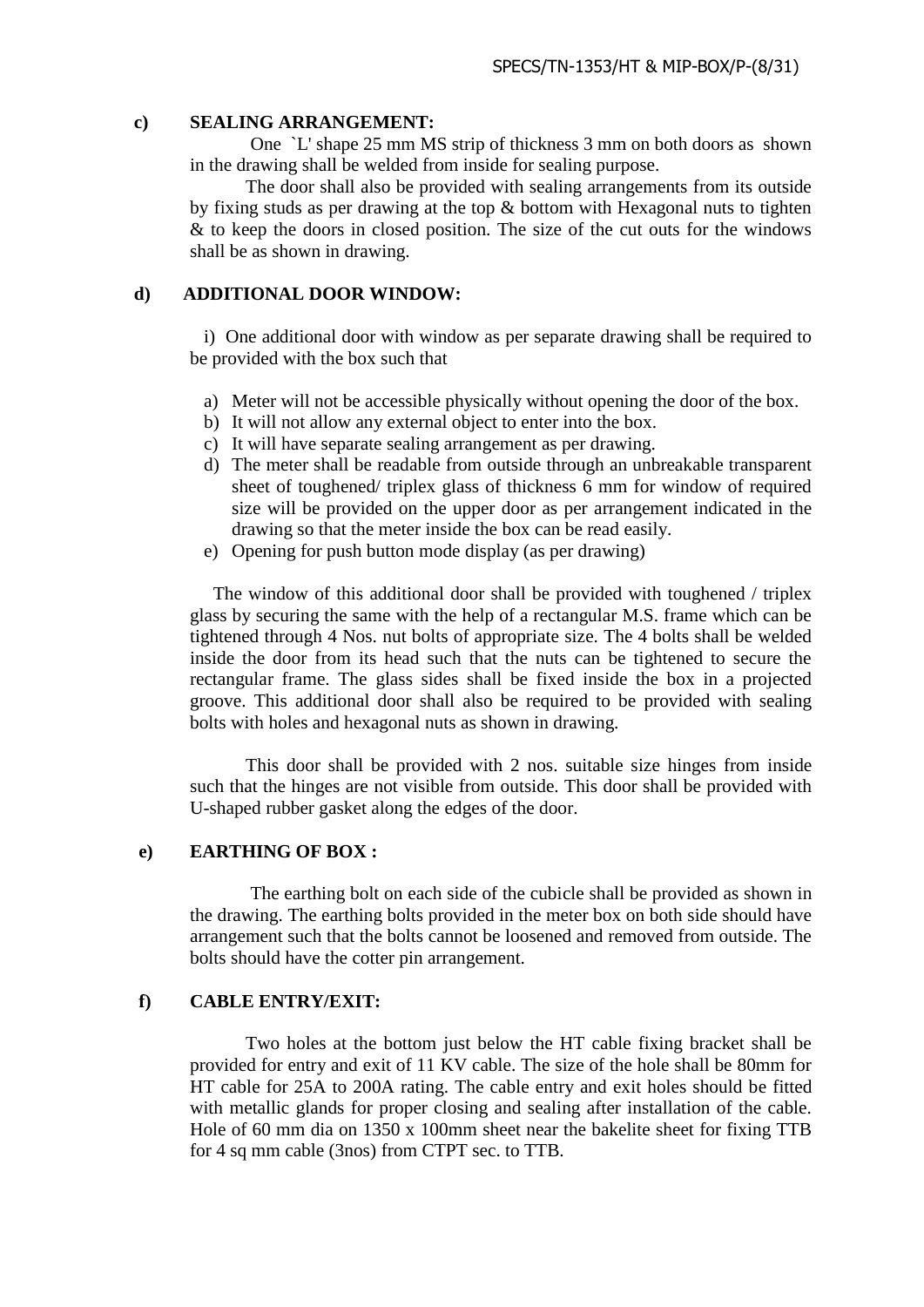**c) SEALING ARRANGEMENT:**

One `L' shape 25 mm MS strip of thickness 3 mm on both doors as shown in the drawing shall be welded from inside for sealing purpose.

The door shall also be provided with sealing arrangements from its outside by fixing studs as per drawing at the top & bottom with Hexagonal nuts to tighten & to keep the doors in closed position. The size of the cut outs for the windows shall be as shown in drawing.

**d) ADDITIONAL DOOR WINDOW:**

i) One additional door with window as per separate drawing shall be required to be provided with the box such that

a) Meter will not be accessible physically without opening the door of the box.
b) It will not allow any external object to enter into the box.
c) It will have separate sealing arrangement as per drawing.
d) The meter shall be readable from outside through an unbreakable transparent sheet of toughened/ triplex glass of thickness 6 mm for window of required size will be provided on the upper door as per arrangement indicated in the drawing so that the meter inside the box can be read easily.
e) Opening for push button mode display (as per drawing)

The window of this additional door shall be provided with toughened / triplex glass by securing the same with the help of a rectangular M.S. frame which can be tightened through 4 Nos. nut bolts of appropriate size. The 4 bolts shall be welded inside the door from its head such that the nuts can be tightened to secure the rectangular frame. The glass sides shall be fixed inside the box in a projected groove. This additional door shall also be required to be provided with sealing bolts with holes and hexagonal nuts as shown in drawing.

This door shall be provided with 2 nos. suitable size hinges from inside such that the hinges are not visible from outside. This door shall be provided with U-shaped rubber gasket along the edges of the door.

**e) EARTHING OF BOX :**

The earthing bolt on each side of the cubicle shall be provided as shown in the drawing. The earthing bolts provided in the meter box on both side should have arrangement such that the bolts cannot be loosened and removed from outside. The bolts should have the cotter pin arrangement.

**f) CABLE ENTRY/EXIT:**

Two holes at the bottom just below the HT cable fixing bracket shall be provided for entry and exit of 11 KV cable. The size of the hole shall be 80mm for HT cable for 25A to 200A rating. The cable entry and exit holes should be fitted with metallic glands for proper closing and sealing after installation of the cable. Hole of 60 mm dia on 1350 x 100mm sheet near the bakelite sheet for fixing TTB for 4 sq mm cable (3nos) from CTPT sec. to TTB.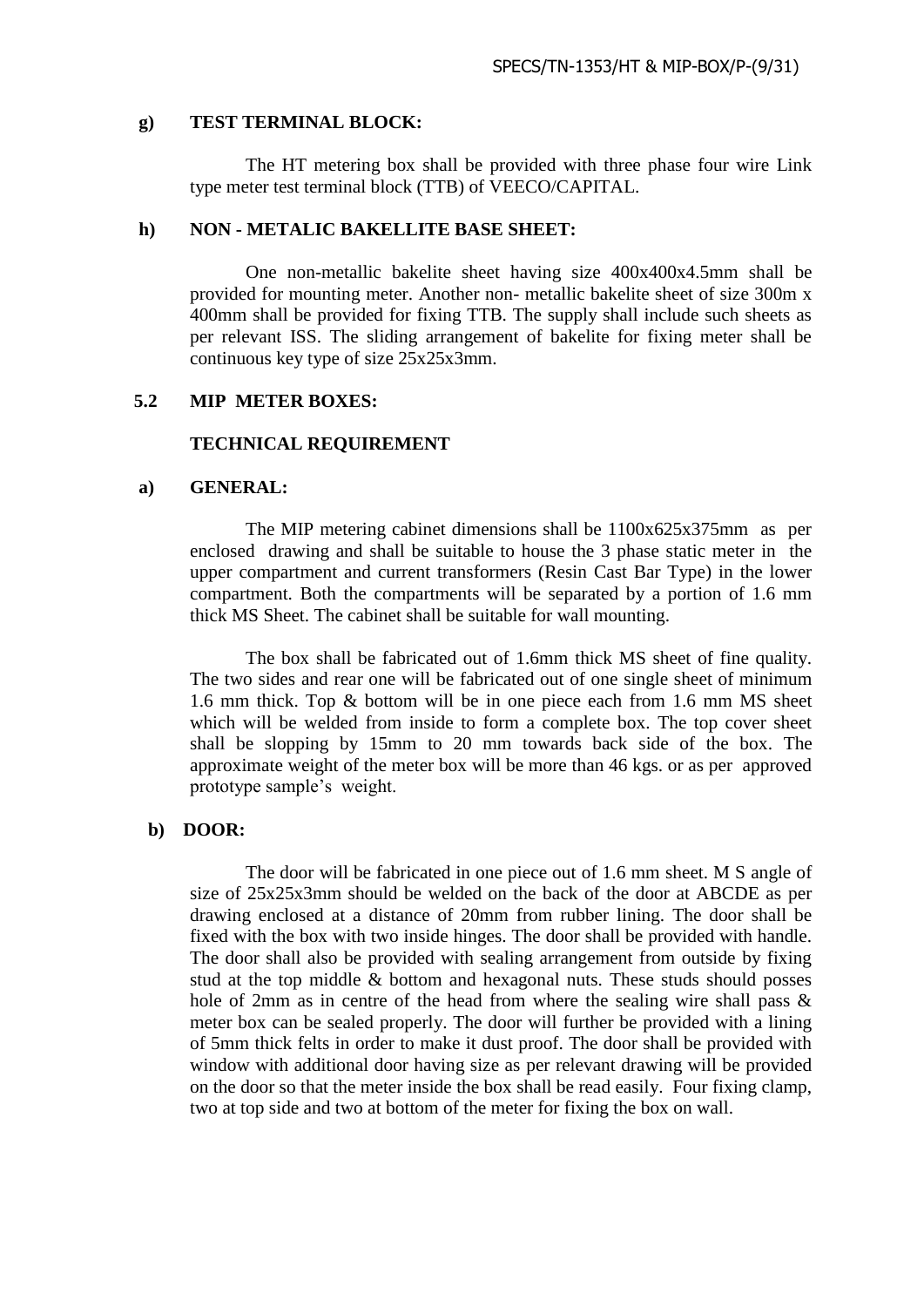**g) TEST TERMINAL BLOCK:**

The HT metering box shall be provided with three phase four wire Link type meter test terminal block (TTB) of VEECO/CAPITAL.

**h) NON - METALIC BAKELLITE BASE SHEET:**

One non-metallic bakelite sheet having size 400x400x4.5mm shall be provided for mounting meter. Another non- metallic bakelite sheet of size 300m x 400mm shall be provided for fixing TTB. The supply shall include such sheets as per relevant ISS. The sliding arrangement of bakelite for fixing meter shall be continuous key type of size 25x25x3mm.

**5.2 MIP METER BOXES:**

**TECHNICAL REQUIREMENT**

**a) GENERAL:**

The MIP metering cabinet dimensions shall be 1100x625x375mm as per enclosed drawing and shall be suitable to house the 3 phase static meter in the upper compartment and current transformers (Resin Cast Bar Type) in the lower compartment. Both the compartments will be separated by a portion of 1.6 mm thick MS Sheet. The cabinet shall be suitable for wall mounting.

The box shall be fabricated out of 1.6mm thick MS sheet of fine quality. The two sides and rear one will be fabricated out of one single sheet of minimum 1.6 mm thick. Top & bottom will be in one piece each from 1.6 mm MS sheet which will be welded from inside to form a complete box. The top cover sheet shall be slopping by 15mm to 20 mm towards back side of the box. The approximate weight of the meter box will be more than 46 kgs. or as per approved prototype sample's weight.

**b) DOOR:**

The door will be fabricated in one piece out of 1.6 mm sheet. M S angle of size of 25x25x3mm should be welded on the back of the door at ABCDE as per drawing enclosed at a distance of 20mm from rubber lining. The door shall be fixed with the box with two inside hinges. The door shall be provided with handle. The door shall also be provided with sealing arrangement from outside by fixing stud at the top middle & bottom and hexagonal nuts. These studs should posses hole of 2mm as in centre of the head from where the sealing wire shall pass & meter box can be sealed properly. The door will further be provided with a lining of 5mm thick felts in order to make it dust proof. The door shall be provided with window with additional door having size as per relevant drawing will be provided on the door so that the meter inside the box shall be read easily. Four fixing clamp, two at top side and two at bottom of the meter for fixing the box on wall.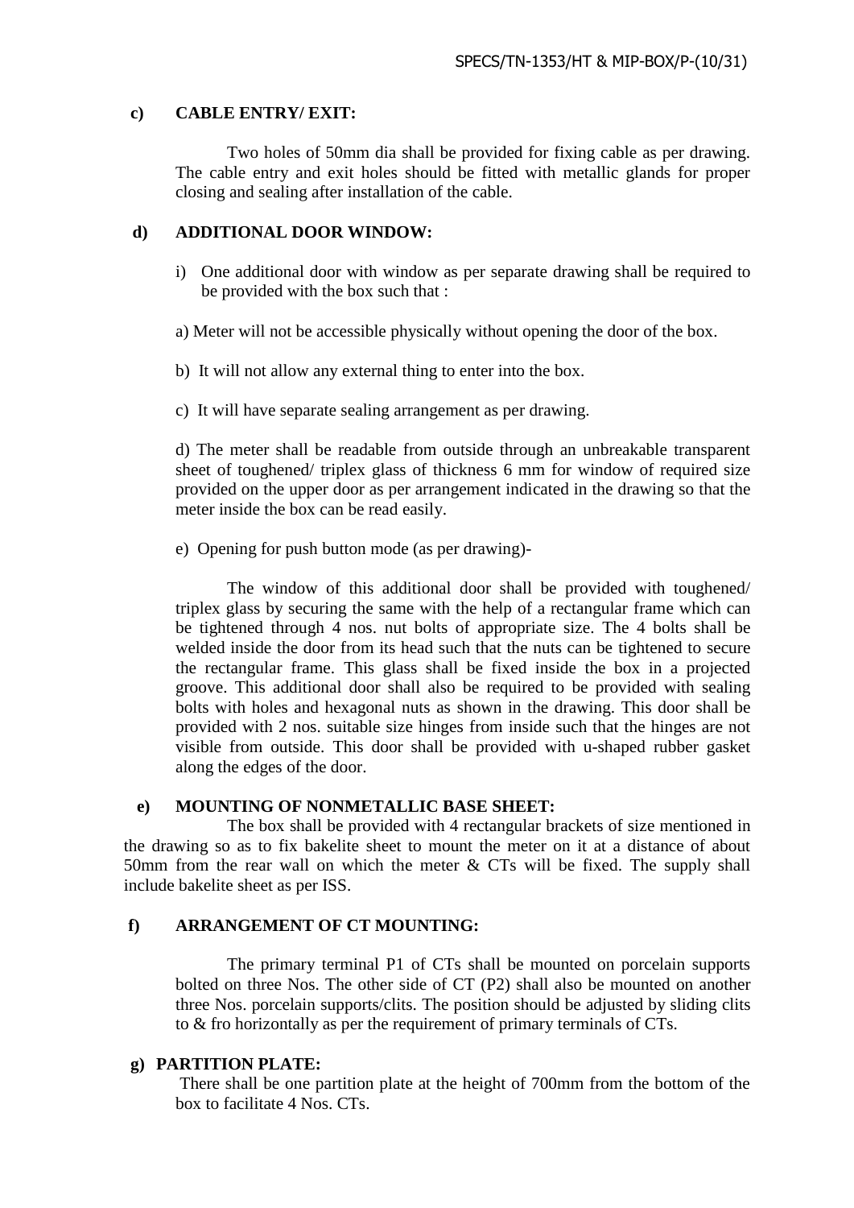**c) CABLE ENTRY/ EXIT:**

Two holes of 50mm dia shall be provided for fixing cable as per drawing. The cable entry and exit holes should be fitted with metallic glands for proper closing and sealing after installation of the cable.

**d) ADDITIONAL DOOR WINDOW:**

i) One additional door with window as per separate drawing shall be required to be provided with the box such that :

a) Meter will not be accessible physically without opening the door of the box.

b) It will not allow any external thing to enter into the box.

c) It will have separate sealing arrangement as per drawing.

d) The meter shall be readable from outside through an unbreakable transparent sheet of toughened/ triplex glass of thickness 6 mm for window of required size provided on the upper door as per arrangement indicated in the drawing so that the meter inside the box can be read easily.

e) Opening for push button mode (as per drawing)-

The window of this additional door shall be provided with toughened/ triplex glass by securing the same with the help of a rectangular frame which can be tightened through 4 nos. nut bolts of appropriate size. The 4 bolts shall be welded inside the door from its head such that the nuts can be tightened to secure the rectangular frame. This glass shall be fixed inside the box in a projected groove. This additional door shall also be required to be provided with sealing bolts with holes and hexagonal nuts as shown in the drawing. This door shall be provided with 2 nos. suitable size hinges from inside such that the hinges are not visible from outside. This door shall be provided with u-shaped rubber gasket along the edges of the door.

**e) MOUNTING OF NONMETALLIC BASE SHEET:**

The box shall be provided with 4 rectangular brackets of size mentioned in the drawing so as to fix bakelite sheet to mount the meter on it at a distance of about 50mm from the rear wall on which the meter & CTs will be fixed. The supply shall include bakelite sheet as per ISS.

**f) ARRANGEMENT OF CT MOUNTING:**

The primary terminal P1 of CTs shall be mounted on porcelain supports bolted on three Nos. The other side of CT (P2) shall also be mounted on another three Nos. porcelain supports/clits. The position should be adjusted by sliding clits to & fro horizontally as per the requirement of primary terminals of CTs.

**g) PARTITION PLATE:**

There shall be one partition plate at the height of 700mm from the bottom of the box to facilitate 4 Nos. CTs.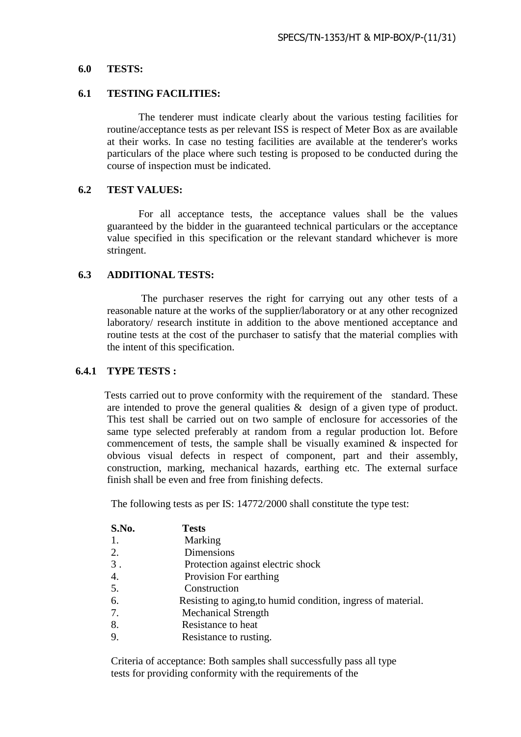## 6.0 TESTS:

### 6.1 TESTING FACILITIES:

The tenderer must indicate clearly about the various testing facilities for routine/acceptance tests as per relevant ISS is respect of Meter Box as are available at their works. In case no testing facilities are available at the tenderer's works particulars of the place where such testing is proposed to be conducted during the course of inspection must be indicated.

### 6.2 TEST VALUES:

For all acceptance tests, the acceptance values shall be the values guaranteed by the bidder in the guaranteed technical particulars or the acceptance value specified in this specification or the relevant standard whichever is more stringent.

### 6.3 ADDITIONAL TESTS:

The purchaser reserves the right for carrying out any other tests of a reasonable nature at the works of the supplier/laboratory or at any other recognized laboratory/ research institute in addition to the above mentioned acceptance and routine tests at the cost of the purchaser to satisfy that the material complies with the intent of this specification.

#### 6.4.1 TYPE TESTS :

Tests carried out to prove conformity with the requirement of the standard. These are intended to prove the general qualities & design of a given type of product. This test shall be carried out on two sample of enclosure for accessories of the same type selected preferably at random from a regular production lot. Before commencement of tests, the sample shall be visually examined & inspected for obvious visual defects in respect of component, part and their assembly, construction, marking, mechanical hazards, earthing etc. The external surface finish shall be even and free from finishing defects.

The following tests as per IS: 14772/2000 shall constitute the type test:

| S.No. | Tests |
|---|---|
| 1. | Marking |
| 2. | Dimensions |
| 3 . | Protection against electric shock |
| 4. | Provision For earthing |
| 5. | Construction |
| 6. | Resisting to aging,to humid condition, ingress of material. |
| 7. | Mechanical Strength |
| 8. | Resistance to heat |
| 9. | Resistance to rusting. |

Criteria of acceptance: Both samples shall successfully pass all type tests for providing conformity with the requirements of the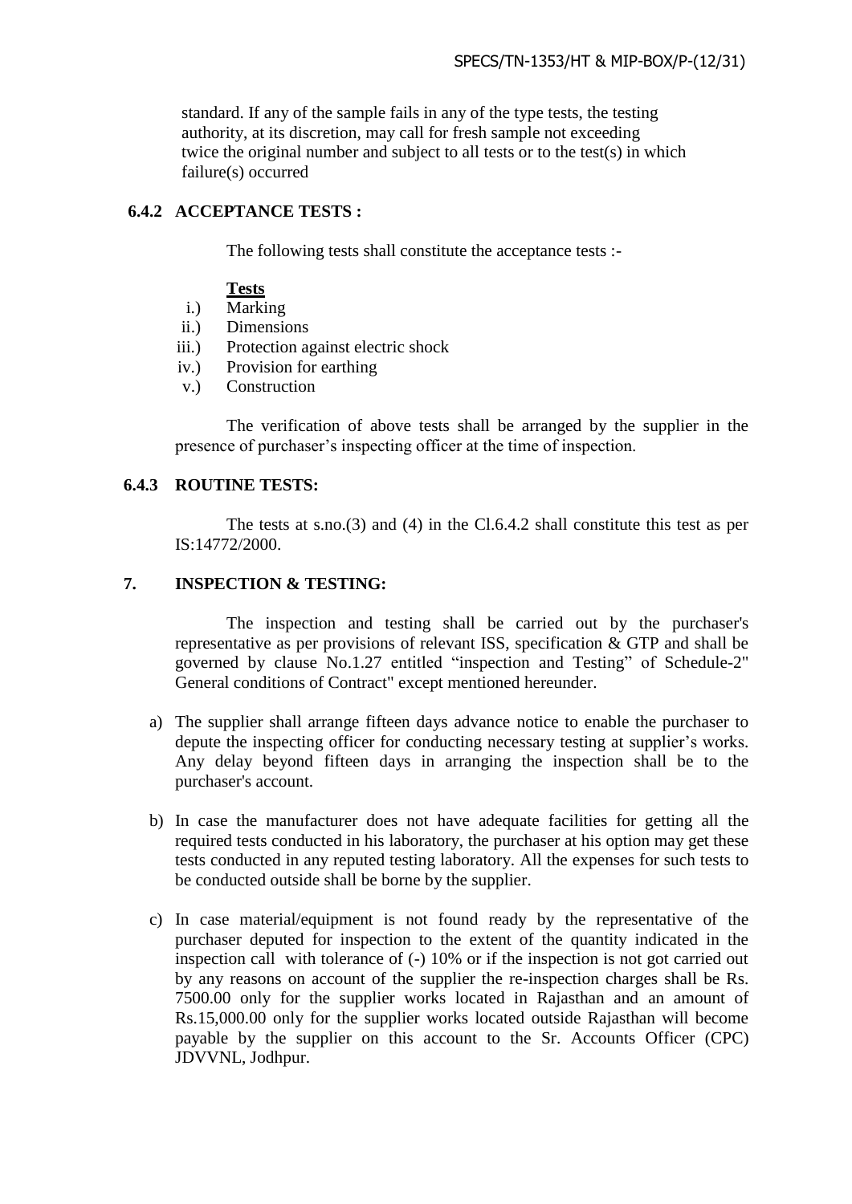standard. If any of the sample fails in any of the type tests, the testing authority, at its discretion, may call for fresh sample not exceeding twice the original number and subject to all tests or to the test(s) in which failure(s) occurred

### 6.4.2 ACCEPTANCE TESTS :

The following tests shall constitute the acceptance tests :-

**Tests**

i.) Marking
ii.) Dimensions
iii.) Protection against electric shock
iv.) Provision for earthing
v.) Construction

The verification of above tests shall be arranged by the supplier in the presence of purchaser's inspecting officer at the time of inspection.

### 6.4.3 ROUTINE TESTS:

The tests at s.no.(3) and (4) in the Cl.6.4.2 shall constitute this test as per IS:14772/2000.

## 7. INSPECTION & TESTING:

The inspection and testing shall be carried out by the purchaser's representative as per provisions of relevant ISS, specification & GTP and shall be governed by clause No.1.27 entitled "inspection and Testing" of Schedule-2" General conditions of Contract" except mentioned hereunder.

a) The supplier shall arrange fifteen days advance notice to enable the purchaser to depute the inspecting officer for conducting necessary testing at supplier's works. Any delay beyond fifteen days in arranging the inspection shall be to the purchaser's account.

b) In case the manufacturer does not have adequate facilities for getting all the required tests conducted in his laboratory, the purchaser at his option may get these tests conducted in any reputed testing laboratory. All the expenses for such tests to be conducted outside shall be borne by the supplier.

c) In case material/equipment is not found ready by the representative of the purchaser deputed for inspection to the extent of the quantity indicated in the inspection call with tolerance of (-) 10% or if the inspection is not got carried out by any reasons on account of the supplier the re-inspection charges shall be Rs. 7500.00 only for the supplier works located in Rajasthan and an amount of Rs.15,000.00 only for the supplier works located outside Rajasthan will become payable by the supplier on this account to the Sr. Accounts Officer (CPC) JDVVNL, Jodhpur.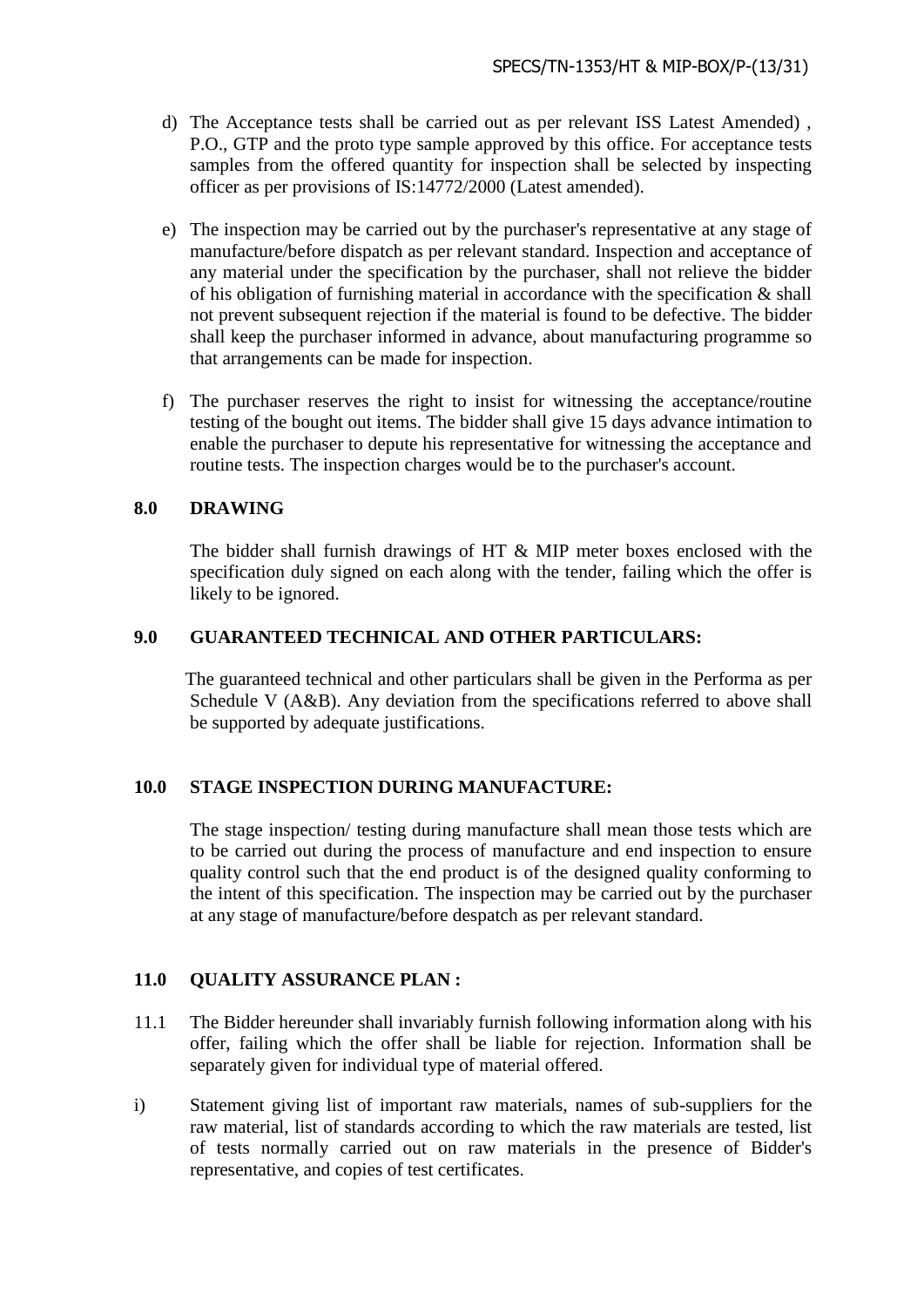d) The Acceptance tests shall be carried out as per relevant ISS Latest Amended) , P.O., GTP and the proto type sample approved by this office. For acceptance tests samples from the offered quantity for inspection shall be selected by inspecting officer as per provisions of IS:14772/2000 (Latest amended).

e) The inspection may be carried out by the purchaser's representative at any stage of manufacture/before dispatch as per relevant standard. Inspection and acceptance of any material under the specification by the purchaser, shall not relieve the bidder of his obligation of furnishing material in accordance with the specification & shall not prevent subsequent rejection if the material is found to be defective. The bidder shall keep the purchaser informed in advance, about manufacturing programme so that arrangements can be made for inspection.

f) The purchaser reserves the right to insist for witnessing the acceptance/routine testing of the bought out items. The bidder shall give 15 days advance intimation to enable the purchaser to depute his representative for witnessing the acceptance and routine tests. The inspection charges would be to the purchaser's account.

## 8.0 DRAWING

The bidder shall furnish drawings of HT & MIP meter boxes enclosed with the specification duly signed on each along with the tender, failing which the offer is likely to be ignored.

## 9.0 GUARANTEED TECHNICAL AND OTHER PARTICULARS:

The guaranteed technical and other particulars shall be given in the Performa as per Schedule V (A&B). Any deviation from the specifications referred to above shall be supported by adequate justifications.

## 10.0 STAGE INSPECTION DURING MANUFACTURE:

The stage inspection/ testing during manufacture shall mean those tests which are to be carried out during the process of manufacture and end inspection to ensure quality control such that the end product is of the designed quality conforming to the intent of this specification. The inspection may be carried out by the purchaser at any stage of manufacture/before despatch as per relevant standard.

## 11.0 QUALITY ASSURANCE PLAN :

11.1 The Bidder hereunder shall invariably furnish following information along with his offer, failing which the offer shall be liable for rejection. Information shall be separately given for individual type of material offered.

i) Statement giving list of important raw materials, names of sub-suppliers for the raw material, list of standards according to which the raw materials are tested, list of tests normally carried out on raw materials in the presence of Bidder's representative, and copies of test certificates.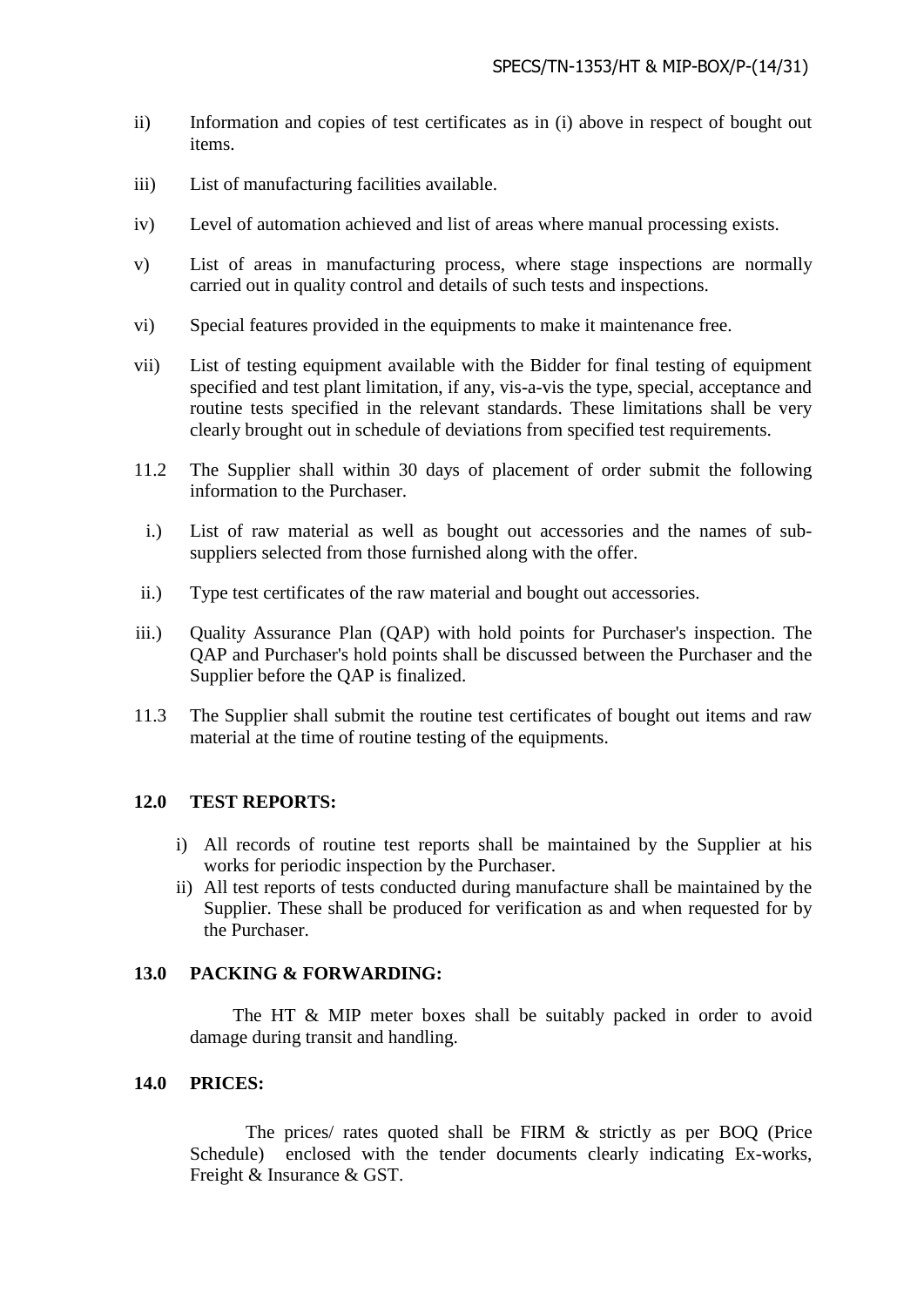ii) Information and copies of test certificates as in (i) above in respect of bought out items.

iii) List of manufacturing facilities available.

iv) Level of automation achieved and list of areas where manual processing exists.

v) List of areas in manufacturing process, where stage inspections are normally carried out in quality control and details of such tests and inspections.

vi) Special features provided in the equipments to make it maintenance free.

vii) List of testing equipment available with the Bidder for final testing of equipment specified and test plant limitation, if any, vis-a-vis the type, special, acceptance and routine tests specified in the relevant standards. These limitations shall be very clearly brought out in schedule of deviations from specified test requirements.

11.2 The Supplier shall within 30 days of placement of order submit the following information to the Purchaser.

i.) List of raw material as well as bought out accessories and the names of sub-suppliers selected from those furnished along with the offer.

ii.) Type test certificates of the raw material and bought out accessories.

iii.) Quality Assurance Plan (QAP) with hold points for Purchaser's inspection. The QAP and Purchaser's hold points shall be discussed between the Purchaser and the Supplier before the QAP is finalized.

11.3 The Supplier shall submit the routine test certificates of bought out items and raw material at the time of routine testing of the equipments.

## 12.0 TEST REPORTS:

i) All records of routine test reports shall be maintained by the Supplier at his works for periodic inspection by the Purchaser.

ii) All test reports of tests conducted during manufacture shall be maintained by the Supplier. These shall be produced for verification as and when requested for by the Purchaser.

## 13.0 PACKING & FORWARDING:

The HT & MIP meter boxes shall be suitably packed in order to avoid damage during transit and handling.

## 14.0 PRICES:

The prices/ rates quoted shall be FIRM & strictly as per BOQ (Price Schedule) enclosed with the tender documents clearly indicating Ex-works, Freight & Insurance & GST.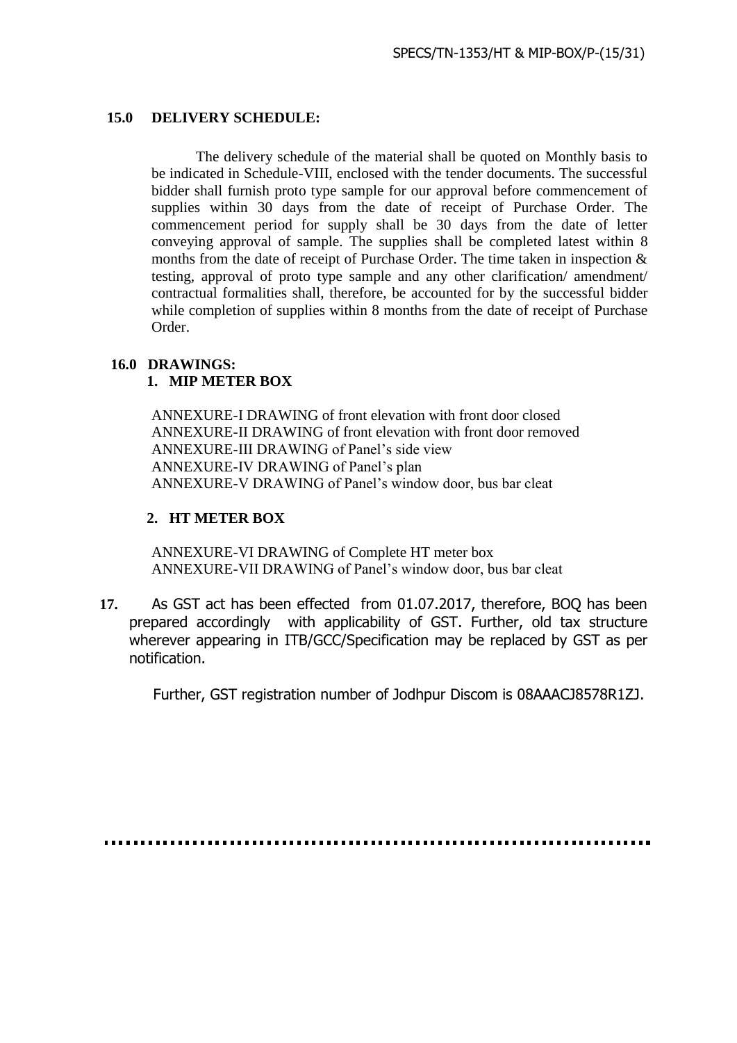**15.0 DELIVERY SCHEDULE:**

The delivery schedule of the material shall be quoted on Monthly basis to be indicated in Schedule-VIII, enclosed with the tender documents. The successful bidder shall furnish proto type sample for our approval before commencement of supplies within 30 days from the date of receipt of Purchase Order. The commencement period for supply shall be 30 days from the date of letter conveying approval of sample. The supplies shall be completed latest within 8 months from the date of receipt of Purchase Order. The time taken in inspection & testing, approval of proto type sample and any other clarification/ amendment/ contractual formalities shall, therefore, be accounted for by the successful bidder while completion of supplies within 8 months from the date of receipt of Purchase Order.

**16.0 DRAWINGS:**

**1. MIP METER BOX**

ANNEXURE-I DRAWING of front elevation with front door closed
ANNEXURE-II DRAWING of front elevation with front door removed
ANNEXURE-III DRAWING of Panel's side view
ANNEXURE-IV DRAWING of Panel's plan
ANNEXURE-V DRAWING of Panel's window door, bus bar cleat

**2. HT METER BOX**

ANNEXURE-VI DRAWING of Complete HT meter box
ANNEXURE-VII DRAWING of Panel's window door, bus bar cleat

**17.** As GST act has been effected from 01.07.2017, therefore, BOQ has been prepared accordingly with applicability of GST. Further, old tax structure wherever appearing in ITB/GCC/Specification may be replaced by GST as per notification.

Further, GST registration number of Jodhpur Discom is 08AAACJ8578R1ZJ.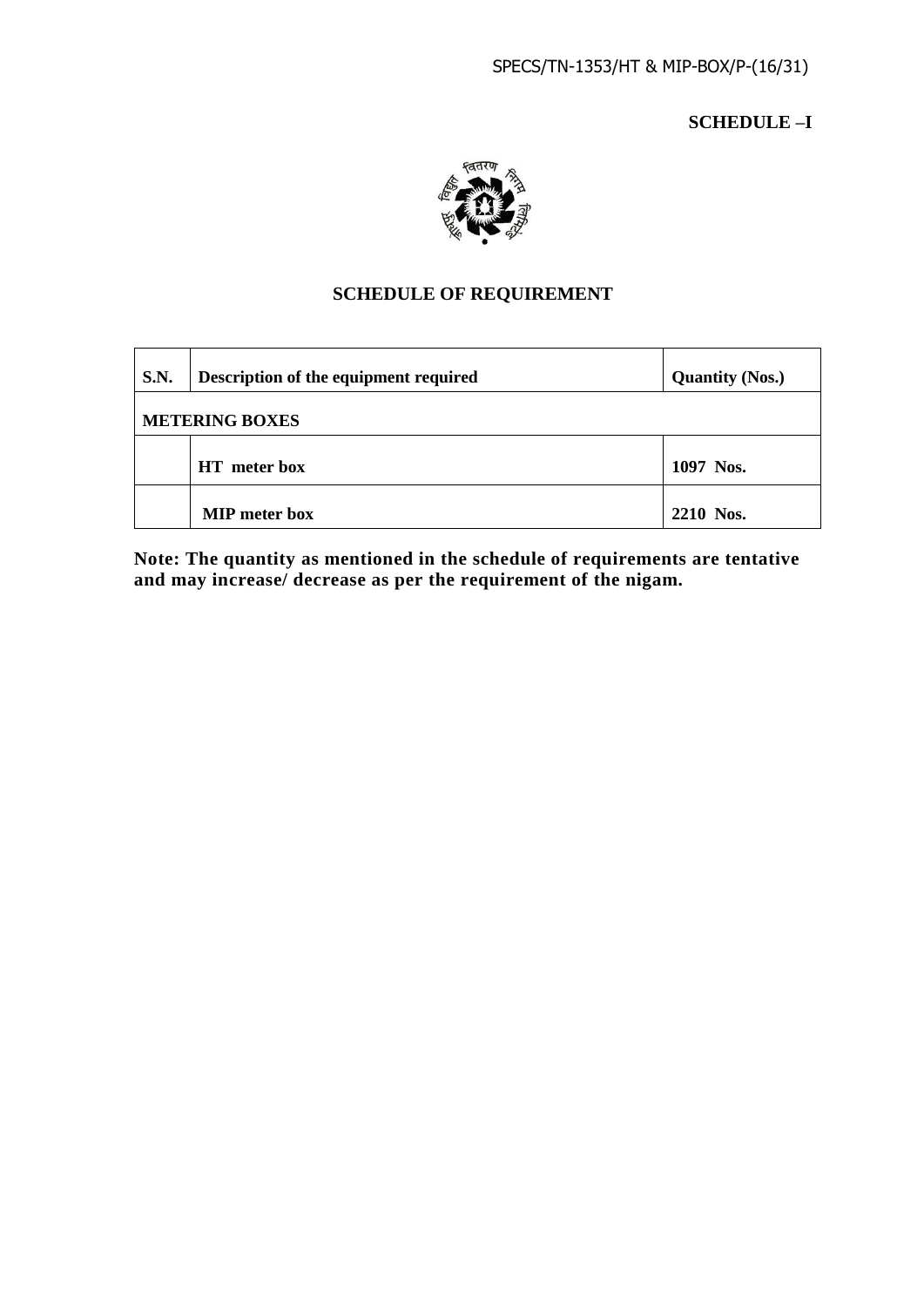**SCHEDULE –I**

## SCHEDULE OF REQUIREMENT

| S.N. | Description of the equipment required | Quantity (Nos.) |
|---|---|---|
| **METERING BOXES** | | |
| | **HT meter box** | **1097 Nos.** |
| | **MIP meter box** | **2210 Nos.** |

**Note: The quantity as mentioned in the schedule of requirements are tentative and may increase/ decrease as per the requirement of the nigam.**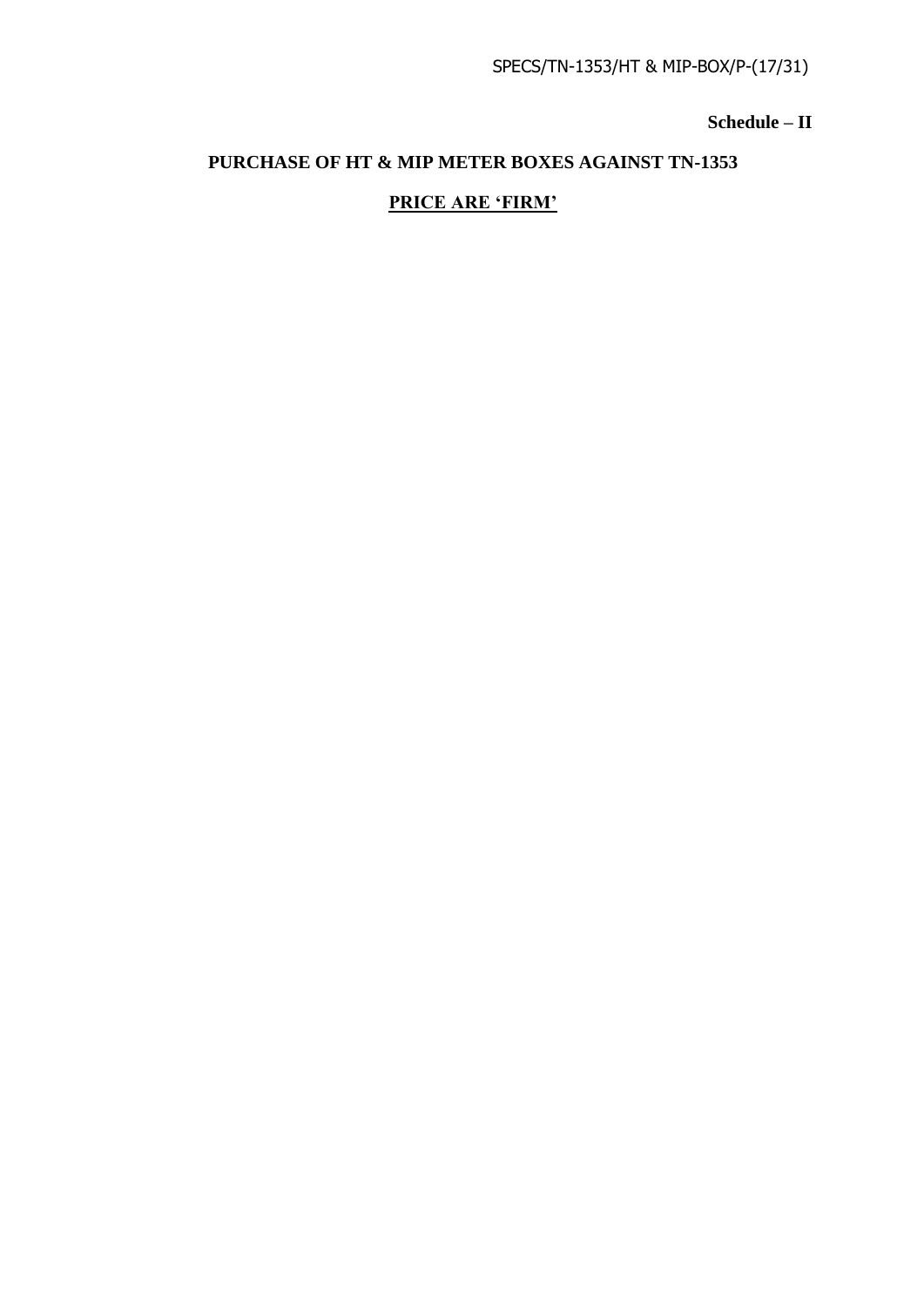**Schedule – II**

**PURCHASE OF HT & MIP METER BOXES AGAINST TN-1353**

**PRICE ARE 'FIRM'**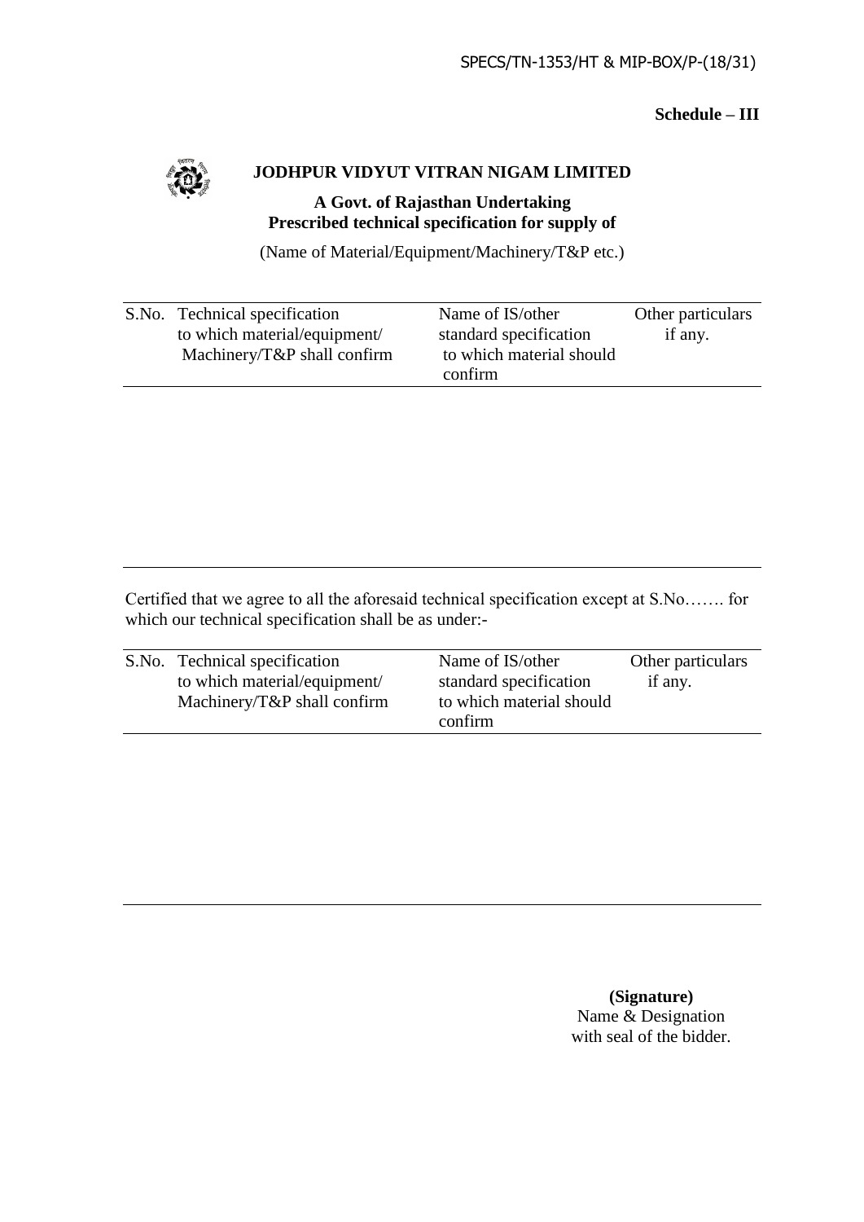SPECS/TN-1353/HT & MIP-BOX/P-(18/31)

**Schedule – III**

**JODHPUR VIDYUT VITRAN NIGAM LIMITED**

**A Govt. of Rajasthan Undertaking**

**Prescribed technical specification for supply of**

(Name of Material/Equipment/Machinery/T&P etc.)

| S.No. | Technical specification to which material/equipment/ Machinery/T&P shall confirm | Name of IS/other standard specification to which material should confirm | Other particulars if any. |
|---|---|---|---|
| | | | |

Certified that we agree to all the aforesaid technical specification except at S.No……. for which our technical specification shall be as under:-

| S.No. | Technical specification to which material/equipment/ Machinery/T&P shall confirm | Name of IS/other standard specification to which material should confirm | Other particulars if any. |
|---|---|---|---|
| | | | |

**(Signature)**
Name & Designation
with seal of the bidder.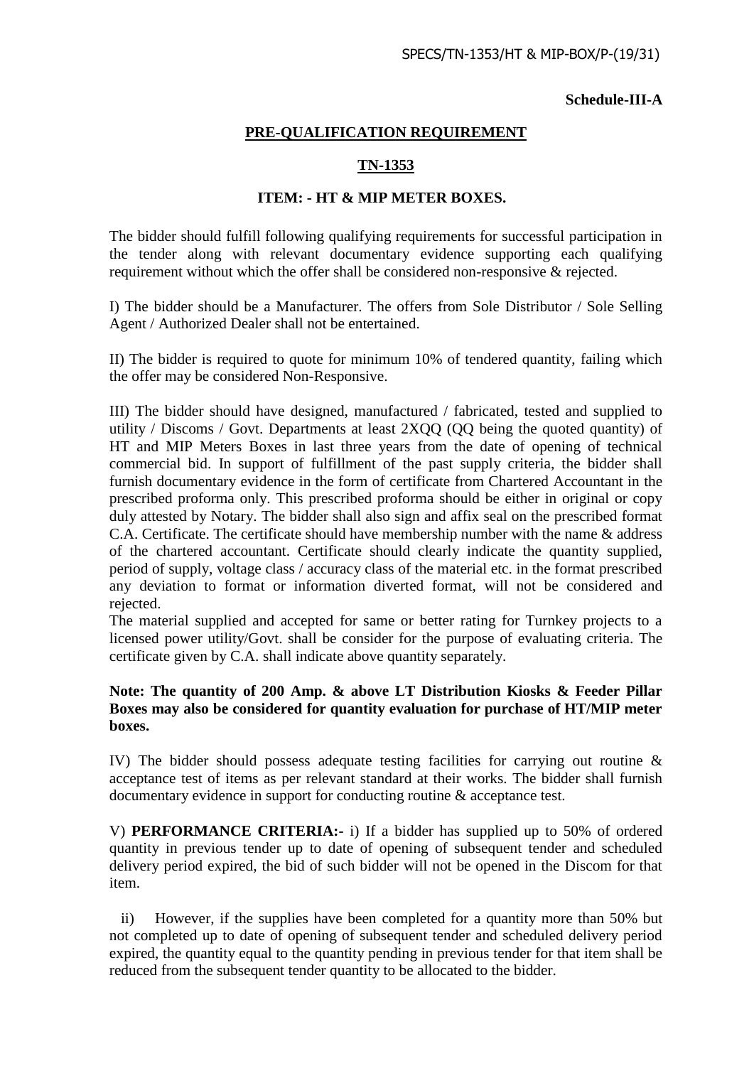**Schedule-III-A**

## PRE-QUALIFICATION REQUIREMENT

## TN-1353

### ITEM: - HT & MIP METER BOXES.

The bidder should fulfill following qualifying requirements for successful participation in the tender along with relevant documentary evidence supporting each qualifying requirement without which the offer shall be considered non-responsive & rejected.

I) The bidder should be a Manufacturer. The offers from Sole Distributor / Sole Selling Agent / Authorized Dealer shall not be entertained.

II) The bidder is required to quote for minimum 10% of tendered quantity, failing which the offer may be considered Non-Responsive.

III) The bidder should have designed, manufactured / fabricated, tested and supplied to utility / Discoms / Govt. Departments at least 2XQQ (QQ being the quoted quantity) of HT and MIP Meters Boxes in last three years from the date of opening of technical commercial bid. In support of fulfillment of the past supply criteria, the bidder shall furnish documentary evidence in the form of certificate from Chartered Accountant in the prescribed proforma only. This prescribed proforma should be either in original or copy duly attested by Notary. The bidder shall also sign and affix seal on the prescribed format C.A. Certificate. The certificate should have membership number with the name & address of the chartered accountant. Certificate should clearly indicate the quantity supplied, period of supply, voltage class / accuracy class of the material etc. in the format prescribed any deviation to format or information diverted format, will not be considered and rejected.

The material supplied and accepted for same or better rating for Turnkey projects to a licensed power utility/Govt. shall be consider for the purpose of evaluating criteria. The certificate given by C.A. shall indicate above quantity separately.

**Note: The quantity of 200 Amp. & above LT Distribution Kiosks & Feeder Pillar Boxes may also be considered for quantity evaluation for purchase of HT/MIP meter boxes.**

IV) The bidder should possess adequate testing facilities for carrying out routine & acceptance test of items as per relevant standard at their works. The bidder shall furnish documentary evidence in support for conducting routine & acceptance test.

V) **PERFORMANCE CRITERIA:-** i) If a bidder has supplied up to 50% of ordered quantity in previous tender up to date of opening of subsequent tender and scheduled delivery period expired, the bid of such bidder will not be opened in the Discom for that item.

ii) However, if the supplies have been completed for a quantity more than 50% but not completed up to date of opening of subsequent tender and scheduled delivery period expired, the quantity equal to the quantity pending in previous tender for that item shall be reduced from the subsequent tender quantity to be allocated to the bidder.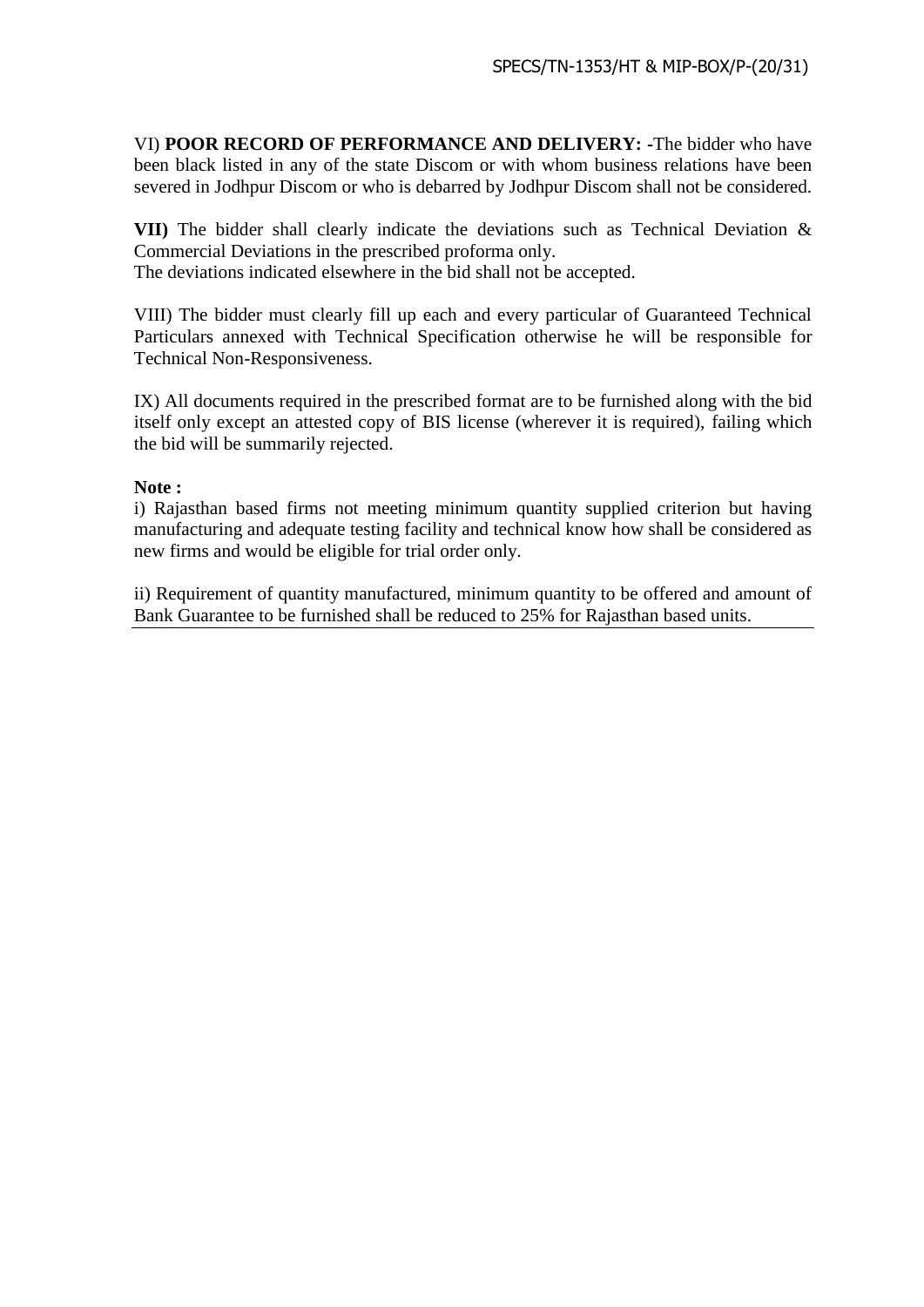VI) **POOR RECORD OF PERFORMANCE AND DELIVERY:** -The bidder who have been black listed in any of the state Discom or with whom business relations have been severed in Jodhpur Discom or who is debarred by Jodhpur Discom shall not be considered.

**VII)** The bidder shall clearly indicate the deviations such as Technical Deviation & Commercial Deviations in the prescribed proforma only.
The deviations indicated elsewhere in the bid shall not be accepted.

VIII) The bidder must clearly fill up each and every particular of Guaranteed Technical Particulars annexed with Technical Specification otherwise he will be responsible for Technical Non-Responsiveness.

IX) All documents required in the prescribed format are to be furnished along with the bid itself only except an attested copy of BIS license (wherever it is required), failing which the bid will be summarily rejected.

**Note :**

i) Rajasthan based firms not meeting minimum quantity supplied criterion but having manufacturing and adequate testing facility and technical know how shall be considered as new firms and would be eligible for trial order only.

ii) Requirement of quantity manufactured, minimum quantity to be offered and amount of Bank Guarantee to be furnished shall be reduced to 25% for Rajasthan based units.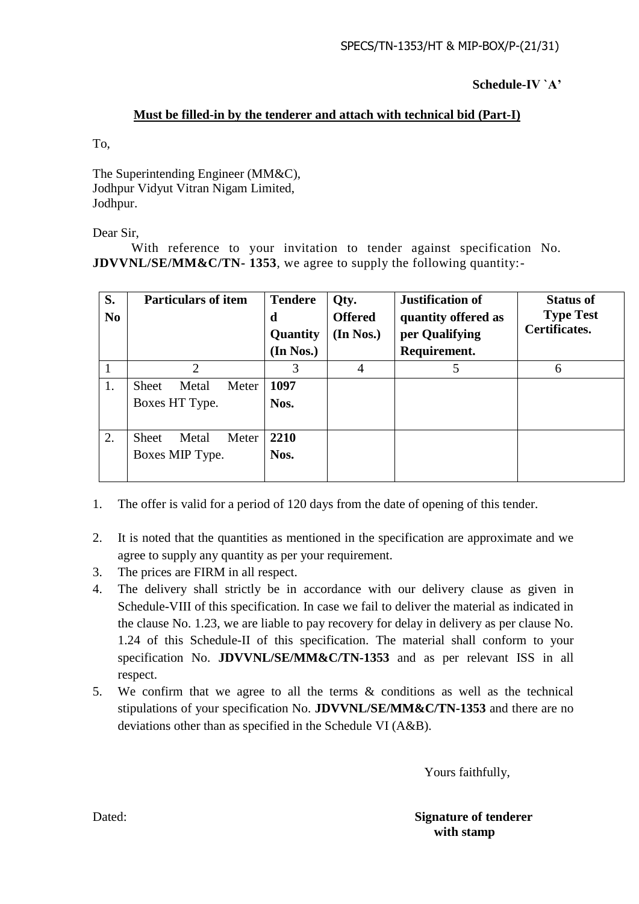**Schedule-IV `A'**

**Must be filled-in by the tenderer and attach with technical bid (Part-I)**

To,

The Superintending Engineer (MM&C),
Jodhpur Vidyut Vitran Nigam Limited,
Jodhpur.

Dear Sir,

With reference to your invitation to tender against specification No. **JDVVNL/SE/MM&C/TN- 1353**, we agree to supply the following quantity:-

| S. No | Particulars of item | Tendered Quantity (In Nos.) | Qty. Offered (In Nos.) | Justification of quantity offered as per Qualifying Requirement. | Status of Type Test Certificates. |
|---|---|---|---|---|---|
| 1 | 2 | 3 | 4 | 5 | 6 |
| 1. | Sheet Metal Meter Boxes HT Type. | **1097 Nos.** | | | |
| 2. | Sheet Metal Meter Boxes MIP Type. | **2210 Nos.** | | | |

1. The offer is valid for a period of 120 days from the date of opening of this tender.
2. It is noted that the quantities as mentioned in the specification are approximate and we agree to supply any quantity as per your requirement.
3. The prices are FIRM in all respect.
4. The delivery shall strictly be in accordance with our delivery clause as given in Schedule-VIII of this specification. In case we fail to deliver the material as indicated in the clause No. 1.23, we are liable to pay recovery for delay in delivery as per clause No. 1.24 of this Schedule-II of this specification. The material shall conform to your specification No. **JDVVNL/SE/MM&C/TN-1353** and as per relevant ISS in all respect.
5. We confirm that we agree to all the terms & conditions as well as the technical stipulations of your specification No. **JDVVNL/SE/MM&C/TN-1353** and there are no deviations other than as specified in the Schedule VI (A&B).

Yours faithfully,

Dated:

**Signature of tenderer with stamp**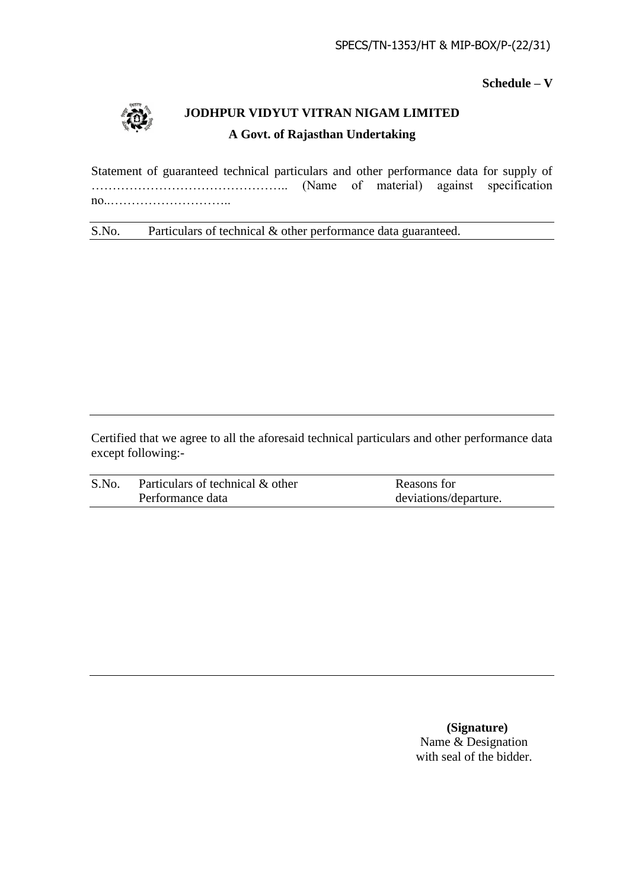**Schedule – V**

**JODHPUR VIDYUT VITRAN NIGAM LIMITED**

**A Govt. of Rajasthan Undertaking**

Statement of guaranteed technical particulars and other performance data for supply of ……………………………………….. (Name of material) against specification no..………………………..

| S.No. | Particulars of technical & other performance data guaranteed. |
|---|---|
| | |

Certified that we agree to all the aforesaid technical particulars and other performance data except following:-

| S.No. | Particulars of technical & other Performance data | Reasons for deviations/departure. |
|---|---|---|
| | | |

**(Signature)**
Name & Designation
with seal of the bidder.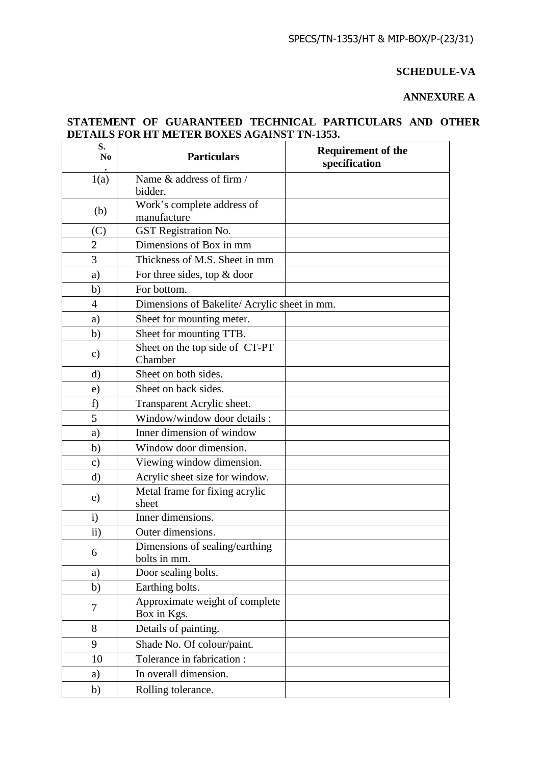**SCHEDULE-VA**

**ANNEXURE A**

**STATEMENT OF GUARANTEED TECHNICAL PARTICULARS AND OTHER DETAILS FOR HT METER BOXES AGAINST TN-1353.**

| S. No. | Particulars | Requirement of the specification |
|---|---|---|
| 1(a) | Name & address of firm / bidder. | |
| (b) | Work's complete address of manufacture | |
| (C) | GST Registration No. | |
| 2 | Dimensions of Box in mm | |
| 3 | Thickness of M.S. Sheet in mm | |
| a) | For three sides, top & door | |
| b) | For bottom. | |
| 4 | Dimensions of Bakelite/ Acrylic sheet in mm. | |
| a) | Sheet for mounting meter. | |
| b) | Sheet for mounting TTB. | |
| c) | Sheet on the top side of CT-PT Chamber | |
| d) | Sheet on both sides. | |
| e) | Sheet on back sides. | |
| f) | Transparent Acrylic sheet. | |
| 5 | Window/window door details : | |
| a) | Inner dimension of window | |
| b) | Window door dimension. | |
| c) | Viewing window dimension. | |
| d) | Acrylic sheet size for window. | |
| e) | Metal frame for fixing acrylic sheet | |
| i) | Inner dimensions. | |
| ii) | Outer dimensions. | |
| 6 | Dimensions of sealing/earthing bolts in mm. | |
| a) | Door sealing bolts. | |
| b) | Earthing bolts. | |
| 7 | Approximate weight of complete Box in Kgs. | |
| 8 | Details of painting. | |
| 9 | Shade No. Of colour/paint. | |
| 10 | Tolerance in fabrication : | |
| a) | In overall dimension. | |
| b) | Rolling tolerance. | |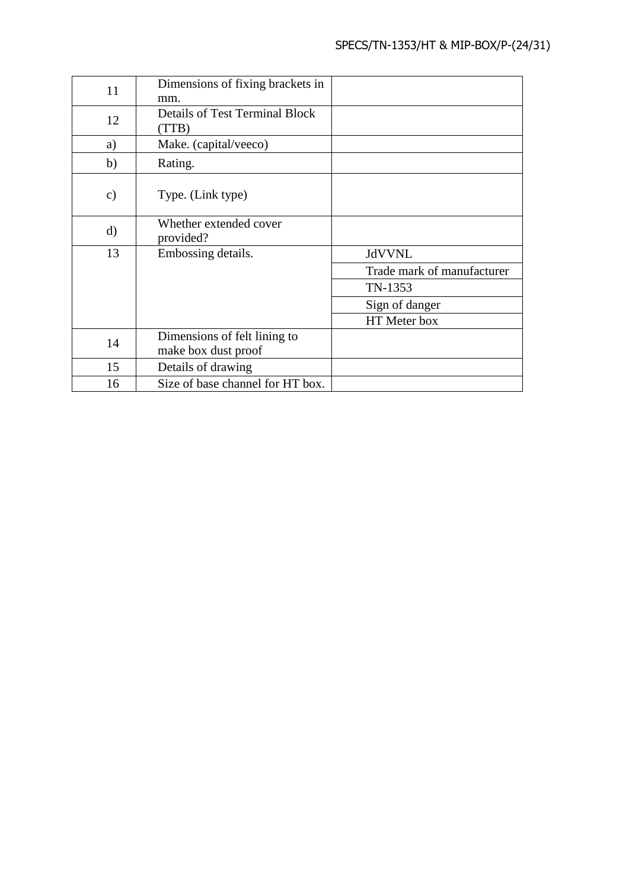| | | |
|---|---|---|
| 11 | Dimensions of fixing brackets in mm. | |
| 12 | Details of Test Terminal Block (TTB) | |
| a) | Make. (capital/veeco) | |
| b) | Rating. | |
| c) | Type. (Link type) | |
| d) | Whether extended cover provided? | |
| 13 | Embossing details. | JdVVNL |
| | | Trade mark of manufacturer |
| | | TN-1353 |
| | | Sign of danger |
| | | HT Meter box |
| 14 | Dimensions of felt lining to make box dust proof | |
| 15 | Details of drawing | |
| 16 | Size of base channel for HT box. | |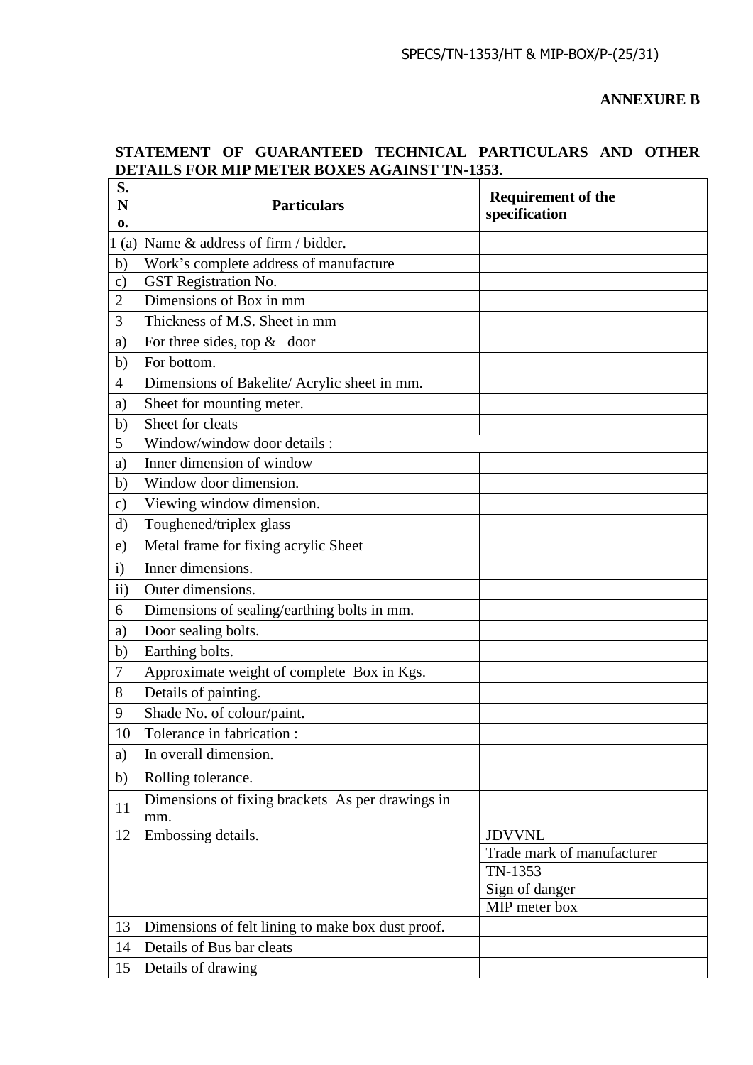**ANNEXURE B**

**STATEMENT OF GUARANTEED TECHNICAL PARTICULARS AND OTHER DETAILS FOR MIP METER BOXES AGAINST TN-1353.**

| S. No. | Particulars | Requirement of the specification |
|---|---|---|
| 1 (a) | Name & address of firm / bidder. | |
| b) | Work's complete address of manufacture | |
| c) | GST Registration No. | |
| 2 | Dimensions of Box in mm | |
| 3 | Thickness of M.S. Sheet in mm | |
| a) | For three sides, top & door | |
| b) | For bottom. | |
| 4 | Dimensions of Bakelite/ Acrylic sheet in mm. | |
| a) | Sheet for mounting meter. | |
| b) | Sheet for cleats | |
| 5 | Window/window door details : | |
| a) | Inner dimension of window | |
| b) | Window door dimension. | |
| c) | Viewing window dimension. | |
| d) | Toughened/triplex glass | |
| e) | Metal frame for fixing acrylic Sheet | |
| i) | Inner dimensions. | |
| ii) | Outer dimensions. | |
| 6 | Dimensions of sealing/earthing bolts in mm. | |
| a) | Door sealing bolts. | |
| b) | Earthing bolts. | |
| 7 | Approximate weight of complete Box in Kgs. | |
| 8 | Details of painting. | |
| 9 | Shade No. of colour/paint. | |
| 10 | Tolerance in fabrication : | |
| a) | In overall dimension. | |
| b) | Rolling tolerance. | |
| 11 | Dimensions of fixing brackets As per drawings in mm. | |
| 12 | Embossing details. | JDVVNL |
| | | Trade mark of manufacturer |
| | | TN-1353 |
| | | Sign of danger |
| | | MIP meter box |
| 13 | Dimensions of felt lining to make box dust proof. | |
| 14 | Details of Bus bar cleats | |
| 15 | Details of drawing | |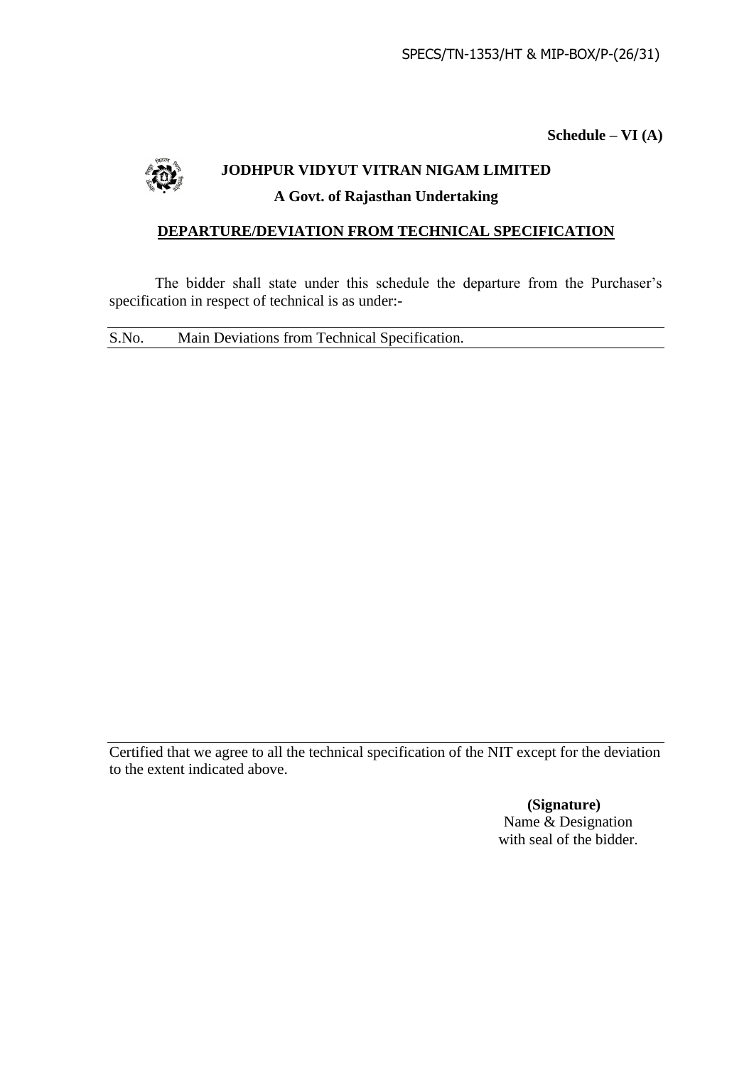**Schedule – VI (A)**

# JODHPUR VIDYUT VITRAN NIGAM LIMITED

### A Govt. of Rajasthan Undertaking

## DEPARTURE/DEVIATION FROM TECHNICAL SPECIFICATION

The bidder shall state under this schedule the departure from the Purchaser's specification in respect of technical is as under:-

| S.No. | Main Deviations from Technical Specification. |
|---|---|
| | |

Certified that we agree to all the technical specification of the NIT except for the deviation to the extent indicated above.

**(Signature)**
Name & Designation
with seal of the bidder.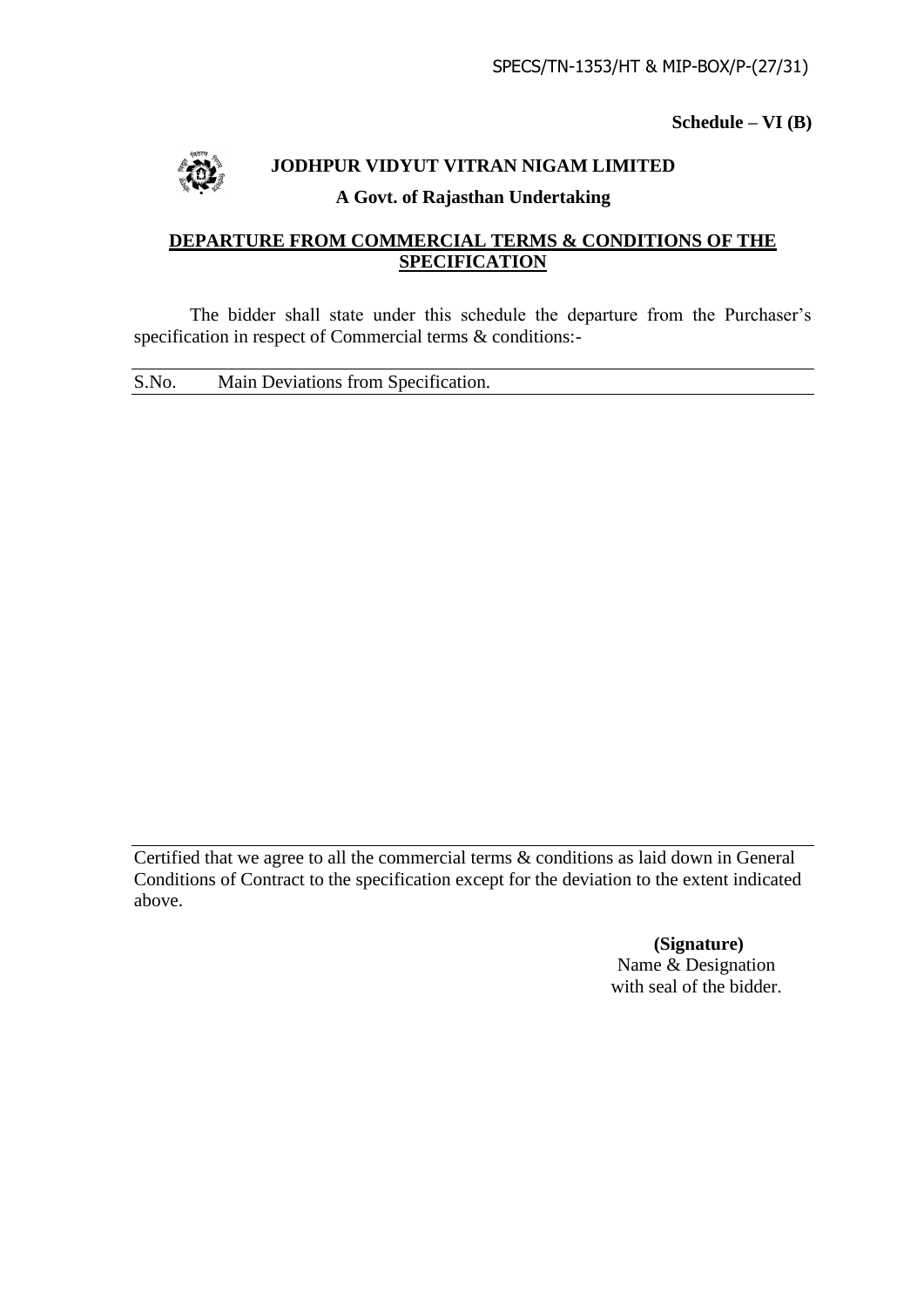**Schedule – VI (B)**

**JODHPUR VIDYUT VITRAN NIGAM LIMITED**

**A Govt. of Rajasthan Undertaking**

## DEPARTURE FROM COMMERCIAL TERMS & CONDITIONS OF THE SPECIFICATION

The bidder shall state under this schedule the departure from the Purchaser's specification in respect of Commercial terms & conditions:-

| S.No. | Main Deviations from Specification. |
|---|---|
| | |

Certified that we agree to all the commercial terms & conditions as laid down in General Conditions of Contract to the specification except for the deviation to the extent indicated above.

**(Signature)**
Name & Designation
with seal of the bidder.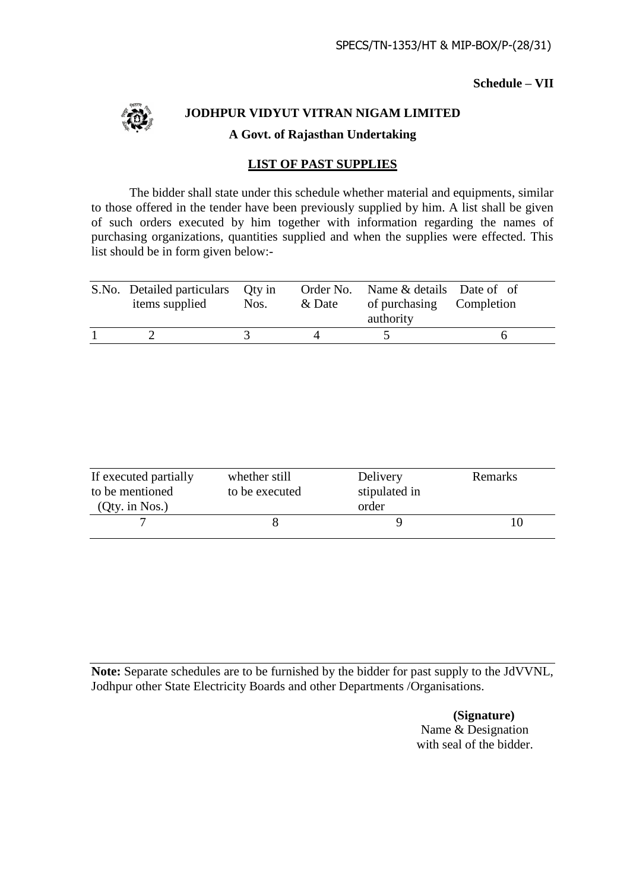**Schedule – VII**

**JODHPUR VIDYUT VITRAN NIGAM LIMITED**

**A Govt. of Rajasthan Undertaking**

## LIST OF PAST SUPPLIES

The bidder shall state under this schedule whether material and equipments, similar to those offered in the tender have been previously supplied by him. A list shall be given of such orders executed by him together with information regarding the names of purchasing organizations, quantities supplied and when the supplies were effected. This list should be in form given below:-

| S.No. | Detailed particulars items supplied | Qty in Nos. | Order No. & Date | Name & details of purchasing authority | Date of of Completion |
|---|---|---|---|---|---|
| 1 | 2 | 3 | 4 | 5 | 6 |

| If executed partially to be mentioned (Qty. in Nos.) | whether still to be executed | Delivery stipulated in order | Remarks |
|---|---|---|---|
| 7 | 8 | 9 | 10 |

**Note:** Separate schedules are to be furnished by the bidder for past supply to the JdVVNL, Jodhpur other State Electricity Boards and other Departments /Organisations.

**(Signature)**
Name & Designation
with seal of the bidder.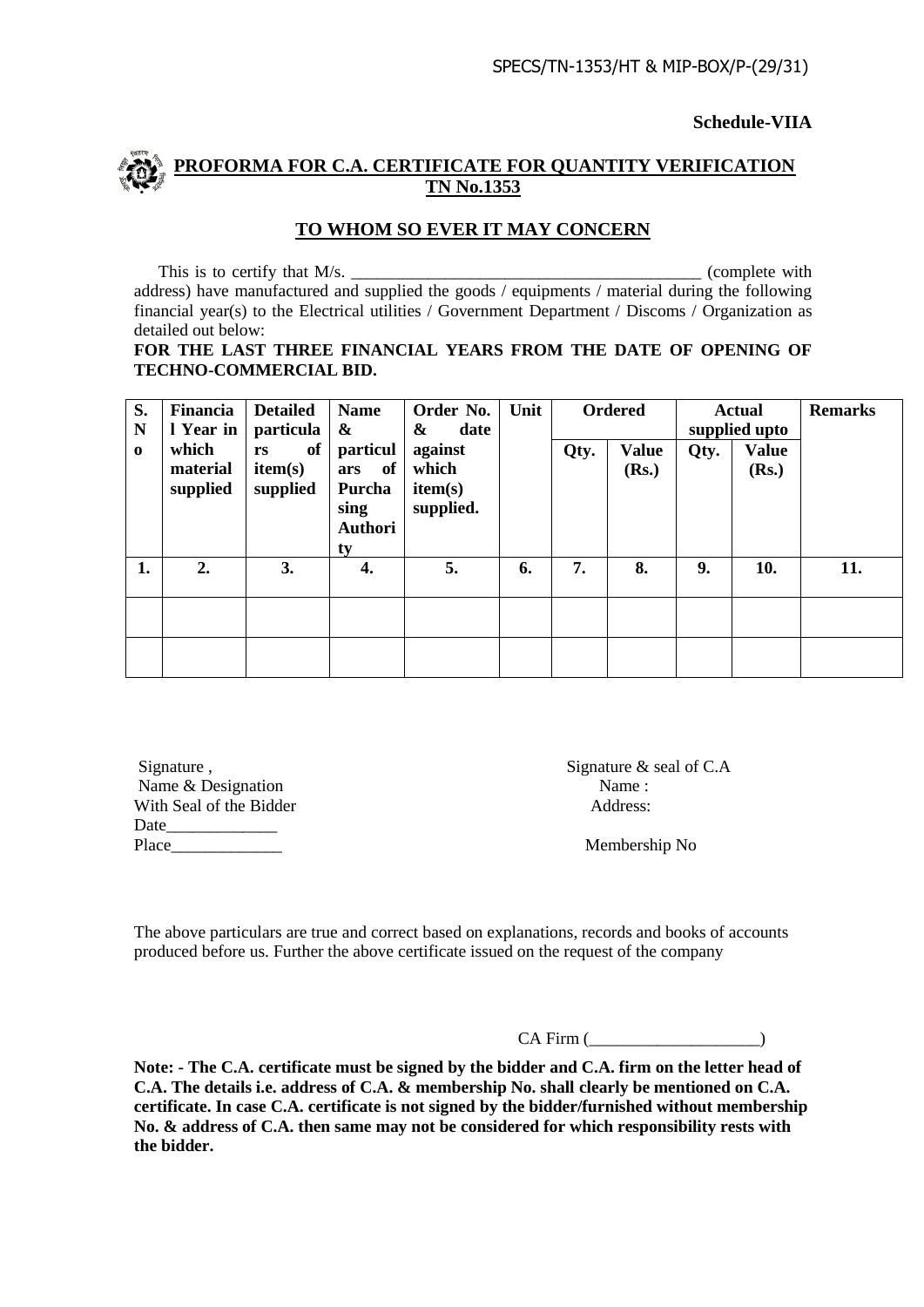**Schedule-VIIA**

## PROFORMA FOR C.A. CERTIFICATE FOR QUANTITY VERIFICATION TN No.1353

### TO WHOM SO EVER IT MAY CONCERN

This is to certify that M/s. _________________________________________ (complete with address) have manufactured and supplied the goods / equipments / material during the following financial year(s) to the Electrical utilities / Government Department / Discoms / Organization as detailed out below:

**FOR THE LAST THREE FINANCIAL YEARS FROM THE DATE OF OPENING OF TECHNO-COMMERCIAL BID.**

| S. No | Financial Year in which material supplied | Detailed particulars of item(s) supplied | Name & particulars of Purchasing Authority | Order No. & date against which item(s) supplied. | Unit | Ordered | | Actual supplied upto | | Remarks |
|---|---|---|---|---|---|---|---|---|---|---|
| | | | | | | Qty. | Value (Rs.) | Qty. | Value (Rs.) | |
| 1. | 2. | 3. | 4. | 5. | 6. | 7. | 8. | 9. | 10. | 11. |
| | | | | | | | | | | |
| | | | | | | | | | | |

Signature ,
Name & Designation
With Seal of the Bidder
Date_____________
Place_____________

Signature & seal of C.A
Name :
Address:

Membership No

The above particulars are true and correct based on explanations, records and books of accounts produced before us. Further the above certificate issued on the request of the company

CA Firm (____________________)

**Note: - The C.A. certificate must be signed by the bidder and C.A. firm on the letter head of C.A. The details i.e. address of C.A. & membership No. shall clearly be mentioned on C.A. certificate. In case C.A. certificate is not signed by the bidder/furnished without membership No. & address of C.A. then same may not be considered for which responsibility rests with the bidder.**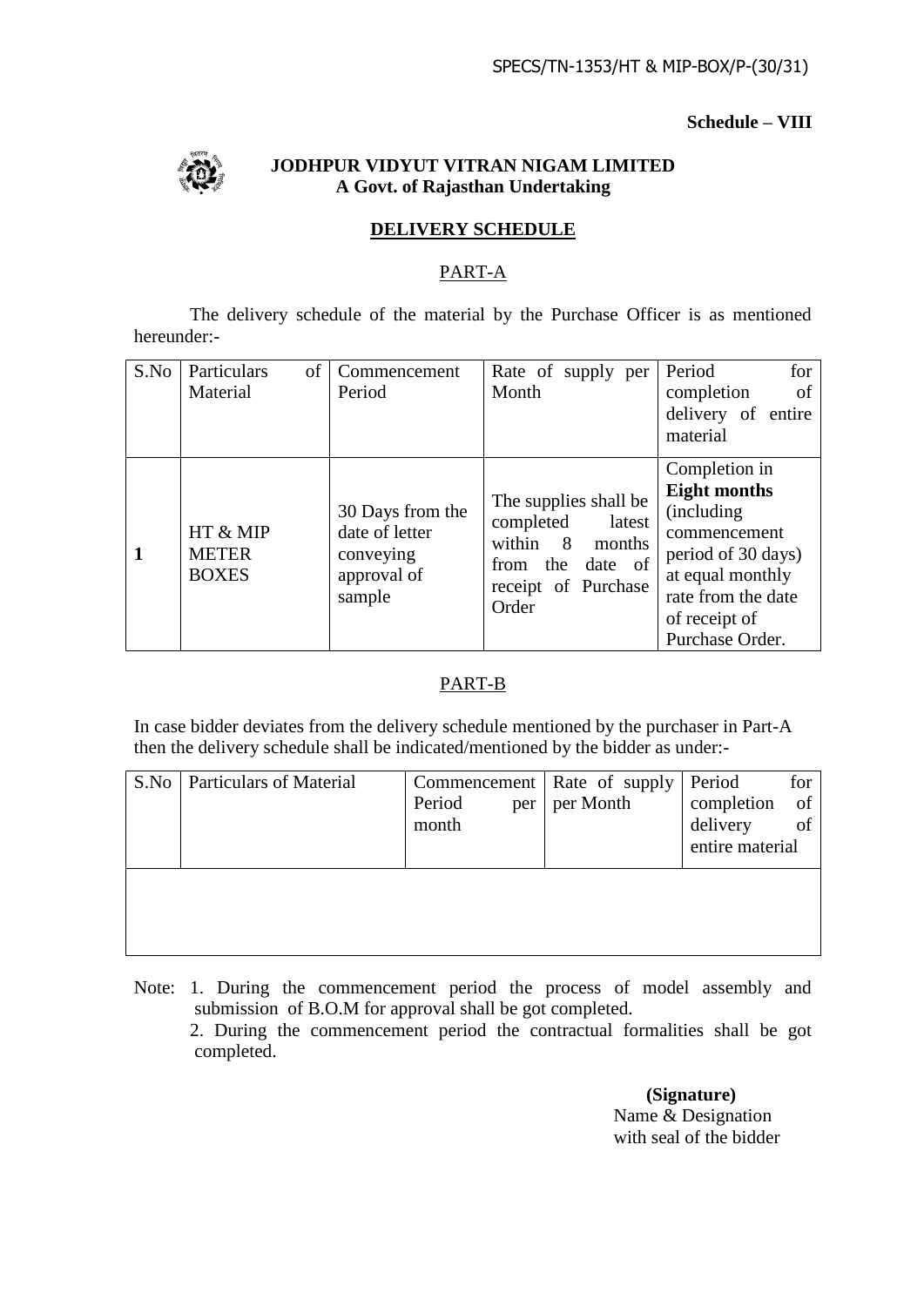**Schedule – VIII**

**JODHPUR VIDYUT VITRAN NIGAM LIMITED**
**A Govt. of Rajasthan Undertaking**

## DELIVERY SCHEDULE

### PART-A

The delivery schedule of the material by the Purchase Officer is as mentioned hereunder:-

| S.No | Particulars of Material | Commencement Period | Rate of supply per Month | Period for completion of delivery of entire material |
|---|---|---|---|---|
| **1** | HT & MIP METER BOXES | 30 Days from the date of letter conveying approval of sample | The supplies shall be completed latest within 8 months from the date of receipt of Purchase Order | Completion in **Eight months** (including commencement period of 30 days) at equal monthly rate from the date of receipt of Purchase Order. |

### PART-B

In case bidder deviates from the delivery schedule mentioned by the purchaser in Part-A then the delivery schedule shall be indicated/mentioned by the bidder as under:-

| S.No | Particulars of Material | Commencement Period per month | Rate of supply per Month | Period for completion of delivery of entire material |
|---|---|---|---|---|
| | | | | |

Note: 1. During the commencement period the process of model assembly and submission of B.O.M for approval shall be got completed.

2. During the commencement period the contractual formalities shall be got completed.

**(Signature)**
Name & Designation
with seal of the bidder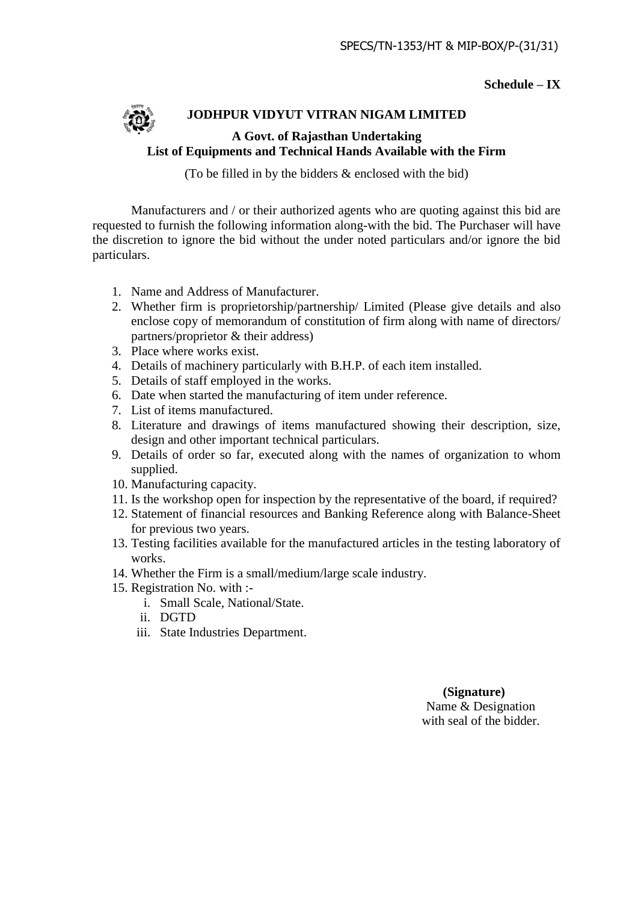**Schedule – IX**

## JODHPUR VIDYUT VITRAN NIGAM LIMITED

### A Govt. of Rajasthan Undertaking
### List of Equipments and Technical Hands Available with the Firm

(To be filled in by the bidders & enclosed with the bid)

Manufacturers and / or their authorized agents who are quoting against this bid are requested to furnish the following information along-with the bid. The Purchaser will have the discretion to ignore the bid without the under noted particulars and/or ignore the bid particulars.

1. Name and Address of Manufacturer.
2. Whether firm is proprietorship/partnership/ Limited (Please give details and also enclose copy of memorandum of constitution of firm along with name of directors/ partners/proprietor & their address)
3. Place where works exist.
4. Details of machinery particularly with B.H.P. of each item installed.
5. Details of staff employed in the works.
6. Date when started the manufacturing of item under reference.
7. List of items manufactured.
8. Literature and drawings of items manufactured showing their description, size, design and other important technical particulars.
9. Details of order so far, executed along with the names of organization to whom supplied.
10. Manufacturing capacity.
11. Is the workshop open for inspection by the representative of the board, if required?
12. Statement of financial resources and Banking Reference along with Balance-Sheet for previous two years.
13. Testing facilities available for the manufactured articles in the testing laboratory of works.
14. Whether the Firm is a small/medium/large scale industry.
15. Registration No. with :-
    1. Small Scale, National/State.
    2. DGTD
    3. State Industries Department.

**(Signature)**
Name & Designation
with seal of the bidder.